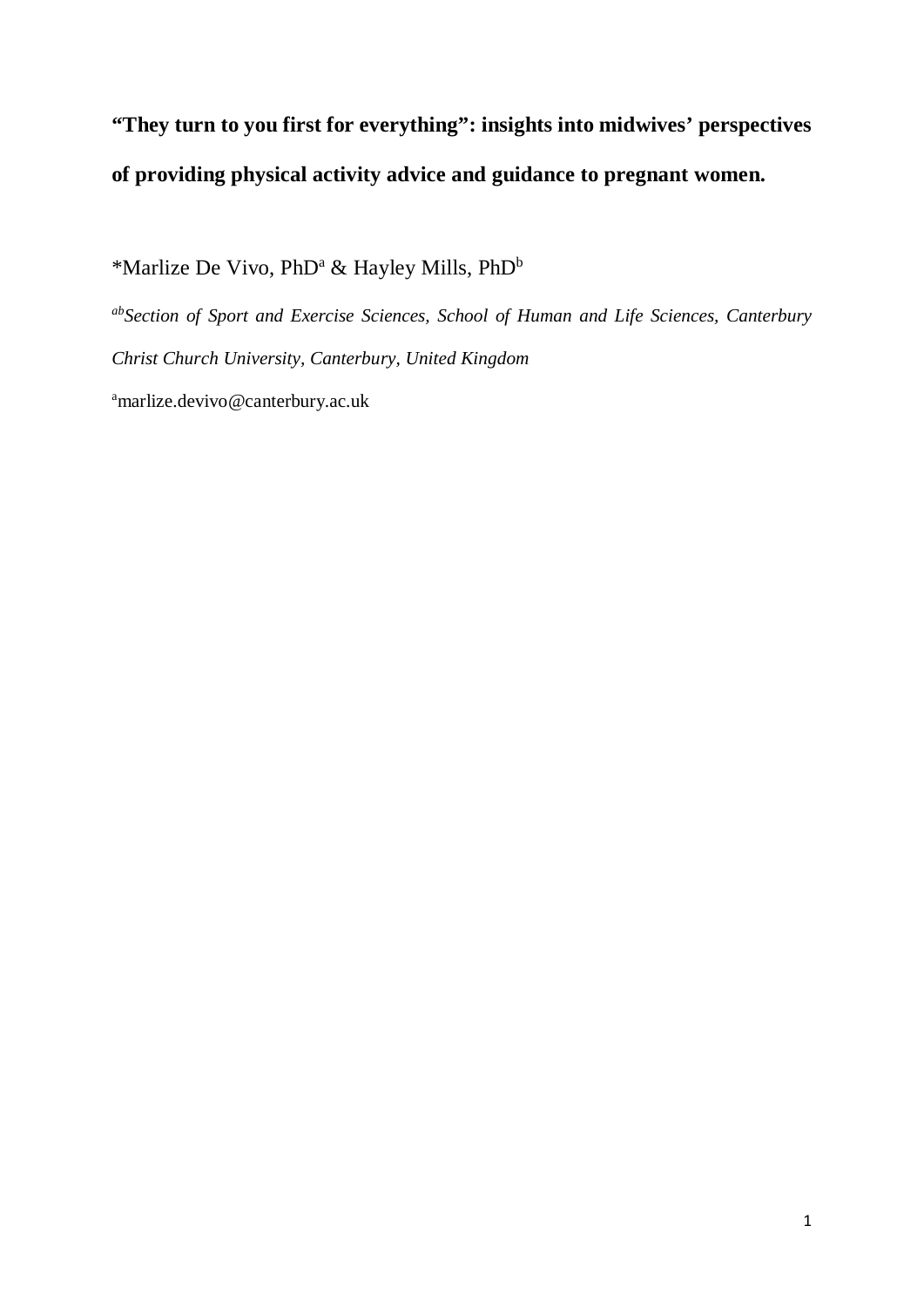# "They turn to you first for everything": insights into midwives' perspectives of providing physical activity advice and guidance to pregnant women.

*Marlize De Vivo, PhD[a] & Hayley Mills, PhD[b]

[ab]*Section of Sport and Exercise Sciences, School of Human and Life Sciences, Canterbury Christ Church University, Canterbury, United Kingdom*

[a]marlize.devivo@canterbury.ac.uk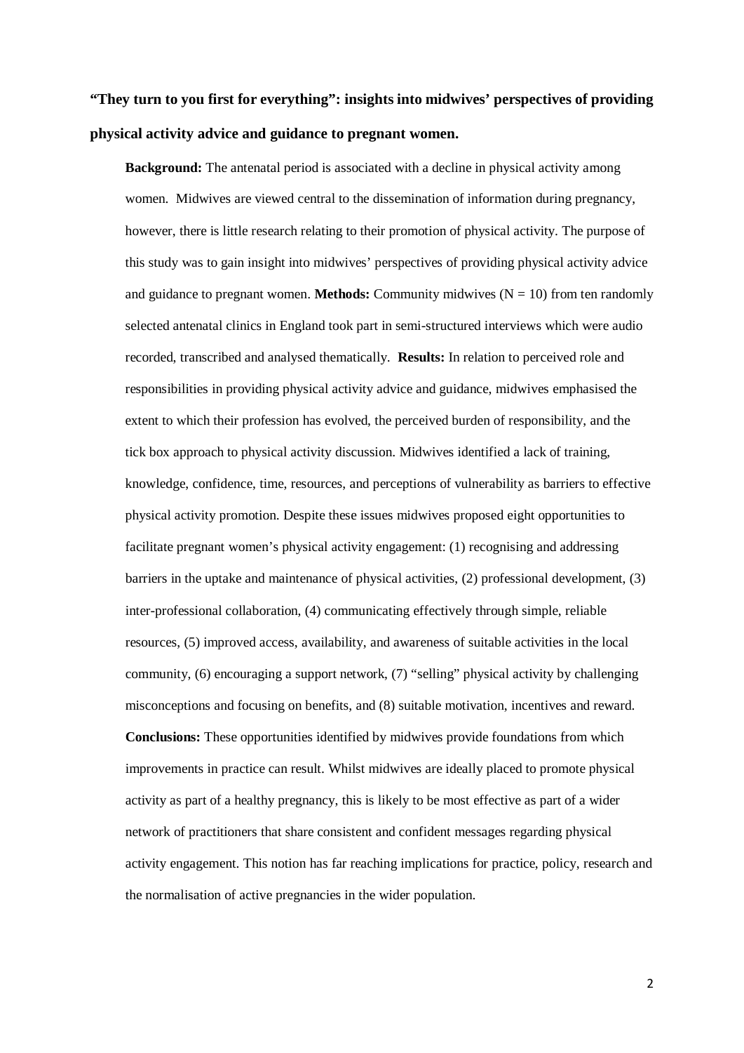**"They turn to you first for everything": insights into midwives' perspectives of providing physical activity advice and guidance to pregnant women.**

**Background:** The antenatal period is associated with a decline in physical activity among women. Midwives are viewed central to the dissemination of information during pregnancy, however, there is little research relating to their promotion of physical activity. The purpose of this study was to gain insight into midwives' perspectives of providing physical activity advice and guidance to pregnant women. **Methods:** Community midwives (N = 10) from ten randomly selected antenatal clinics in England took part in semi-structured interviews which were audio recorded, transcribed and analysed thematically. **Results:** In relation to perceived role and responsibilities in providing physical activity advice and guidance, midwives emphasised the extent to which their profession has evolved, the perceived burden of responsibility, and the tick box approach to physical activity discussion. Midwives identified a lack of training, knowledge, confidence, time, resources, and perceptions of vulnerability as barriers to effective physical activity promotion. Despite these issues midwives proposed eight opportunities to facilitate pregnant women's physical activity engagement: (1) recognising and addressing barriers in the uptake and maintenance of physical activities, (2) professional development, (3) inter-professional collaboration, (4) communicating effectively through simple, reliable resources, (5) improved access, availability, and awareness of suitable activities in the local community, (6) encouraging a support network, (7) "selling" physical activity by challenging misconceptions and focusing on benefits, and (8) suitable motivation, incentives and reward. **Conclusions:** These opportunities identified by midwives provide foundations from which improvements in practice can result. Whilst midwives are ideally placed to promote physical activity as part of a healthy pregnancy, this is likely to be most effective as part of a wider network of practitioners that share consistent and confident messages regarding physical activity engagement. This notion has far reaching implications for practice, policy, research and the normalisation of active pregnancies in the wider population.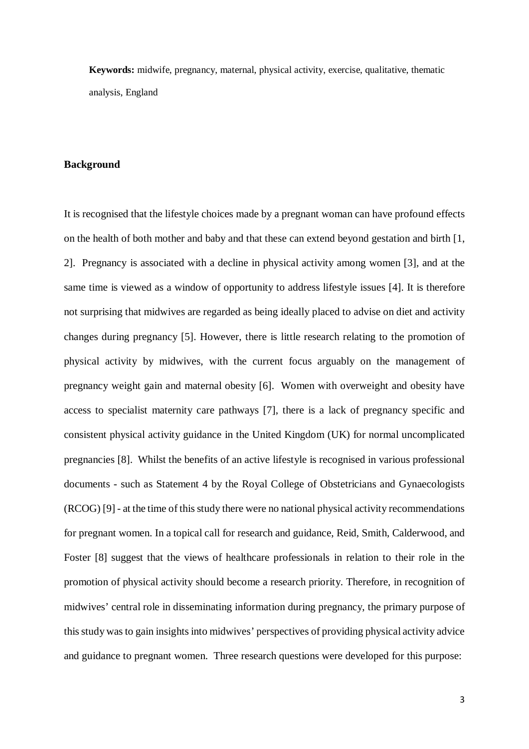**Keywords:** midwife, pregnancy, maternal, physical activity, exercise, qualitative, thematic analysis, England

## Background

It is recognised that the lifestyle choices made by a pregnant woman can have profound effects on the health of both mother and baby and that these can extend beyond gestation and birth [1, 2]. Pregnancy is associated with a decline in physical activity among women [3], and at the same time is viewed as a window of opportunity to address lifestyle issues [4]. It is therefore not surprising that midwives are regarded as being ideally placed to advise on diet and activity changes during pregnancy [5]. However, there is little research relating to the promotion of physical activity by midwives, with the current focus arguably on the management of pregnancy weight gain and maternal obesity [6]. Women with overweight and obesity have access to specialist maternity care pathways [7], there is a lack of pregnancy specific and consistent physical activity guidance in the United Kingdom (UK) for normal uncomplicated pregnancies [8]. Whilst the benefits of an active lifestyle is recognised in various professional documents - such as Statement 4 by the Royal College of Obstetricians and Gynaecologists (RCOG) [9] - at the time of this study there were no national physical activity recommendations for pregnant women. In a topical call for research and guidance, Reid, Smith, Calderwood, and Foster [8] suggest that the views of healthcare professionals in relation to their role in the promotion of physical activity should become a research priority. Therefore, in recognition of midwives' central role in disseminating information during pregnancy, the primary purpose of this study was to gain insights into midwives' perspectives of providing physical activity advice and guidance to pregnant women. Three research questions were developed for this purpose: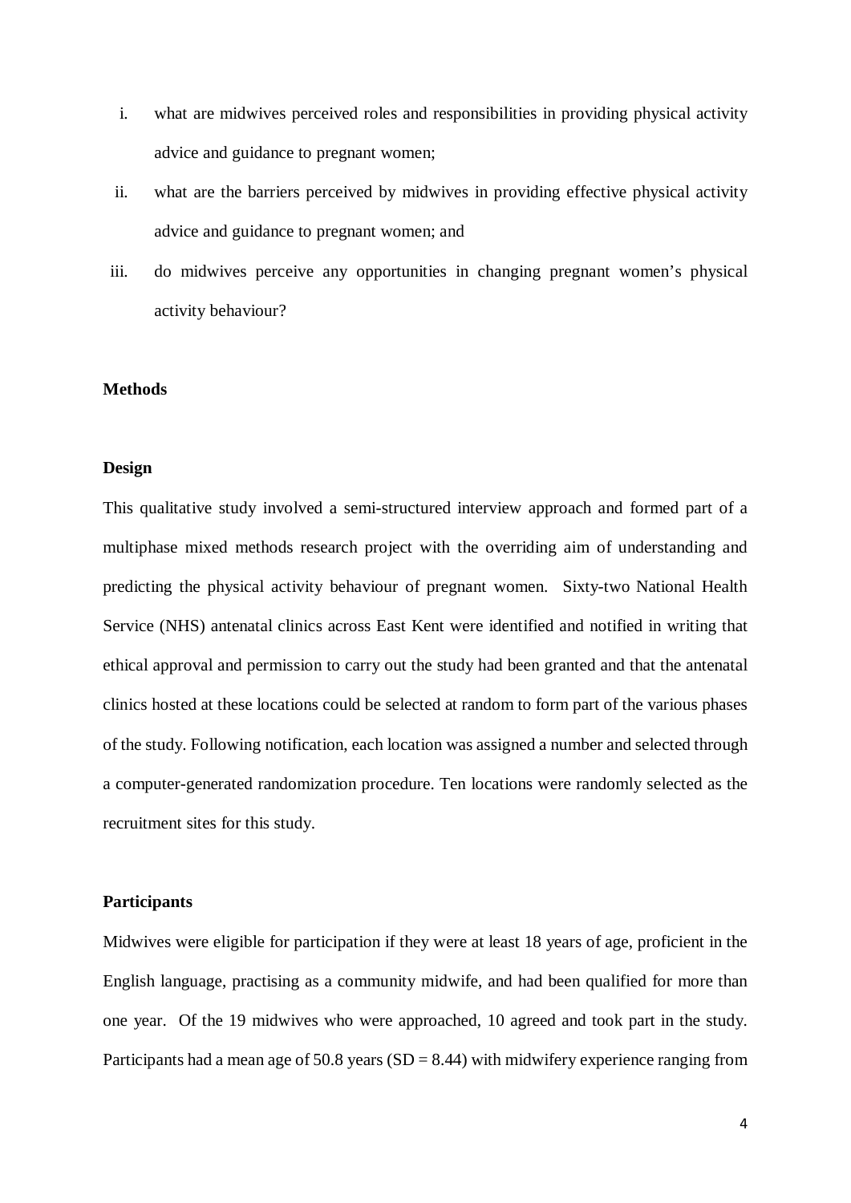i. what are midwives perceived roles and responsibilities in providing physical activity advice and guidance to pregnant women;
ii. what are the barriers perceived by midwives in providing effective physical activity advice and guidance to pregnant women; and
iii. do midwives perceive any opportunities in changing pregnant women's physical activity behaviour?

## Methods

### Design

This qualitative study involved a semi-structured interview approach and formed part of a multiphase mixed methods research project with the overriding aim of understanding and predicting the physical activity behaviour of pregnant women. Sixty-two National Health Service (NHS) antenatal clinics across East Kent were identified and notified in writing that ethical approval and permission to carry out the study had been granted and that the antenatal clinics hosted at these locations could be selected at random to form part of the various phases of the study. Following notification, each location was assigned a number and selected through a computer-generated randomization procedure. Ten locations were randomly selected as the recruitment sites for this study.

### Participants

Midwives were eligible for participation if they were at least 18 years of age, proficient in the English language, practising as a community midwife, and had been qualified for more than one year. Of the 19 midwives who were approached, 10 agreed and took part in the study. Participants had a mean age of 50.8 years (SD = 8.44) with midwifery experience ranging from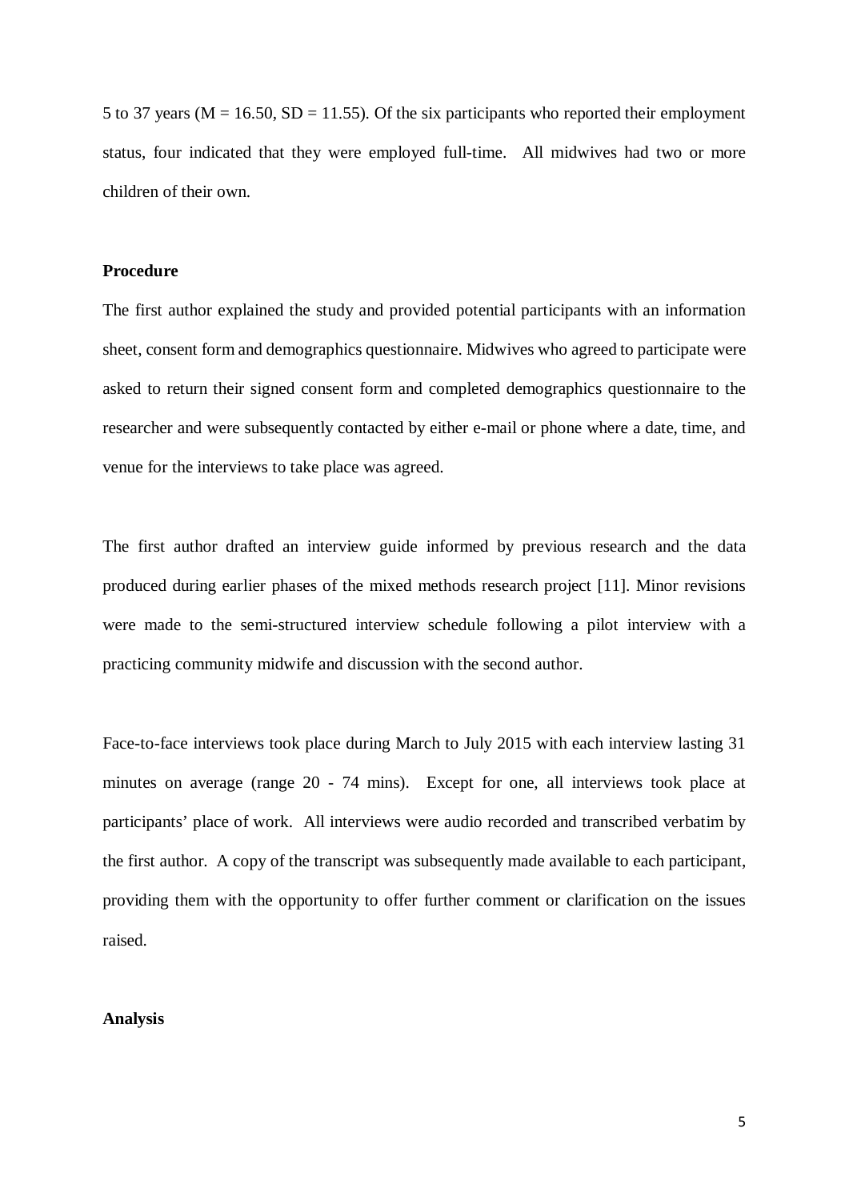5 to 37 years ($M = 16.50$, $SD = 11.55$). Of the six participants who reported their employment status, four indicated that they were employed full-time. All midwives had two or more children of their own.

**Procedure**

The first author explained the study and provided potential participants with an information sheet, consent form and demographics questionnaire. Midwives who agreed to participate were asked to return their signed consent form and completed demographics questionnaire to the researcher and were subsequently contacted by either e-mail or phone where a date, time, and venue for the interviews to take place was agreed.

The first author drafted an interview guide informed by previous research and the data produced during earlier phases of the mixed methods research project [11]. Minor revisions were made to the semi-structured interview schedule following a pilot interview with a practicing community midwife and discussion with the second author.

Face-to-face interviews took place during March to July 2015 with each interview lasting 31 minutes on average (range 20 - 74 mins). Except for one, all interviews took place at participants' place of work. All interviews were audio recorded and transcribed verbatim by the first author. A copy of the transcript was subsequently made available to each participant, providing them with the opportunity to offer further comment or clarification on the issues raised.

**Analysis**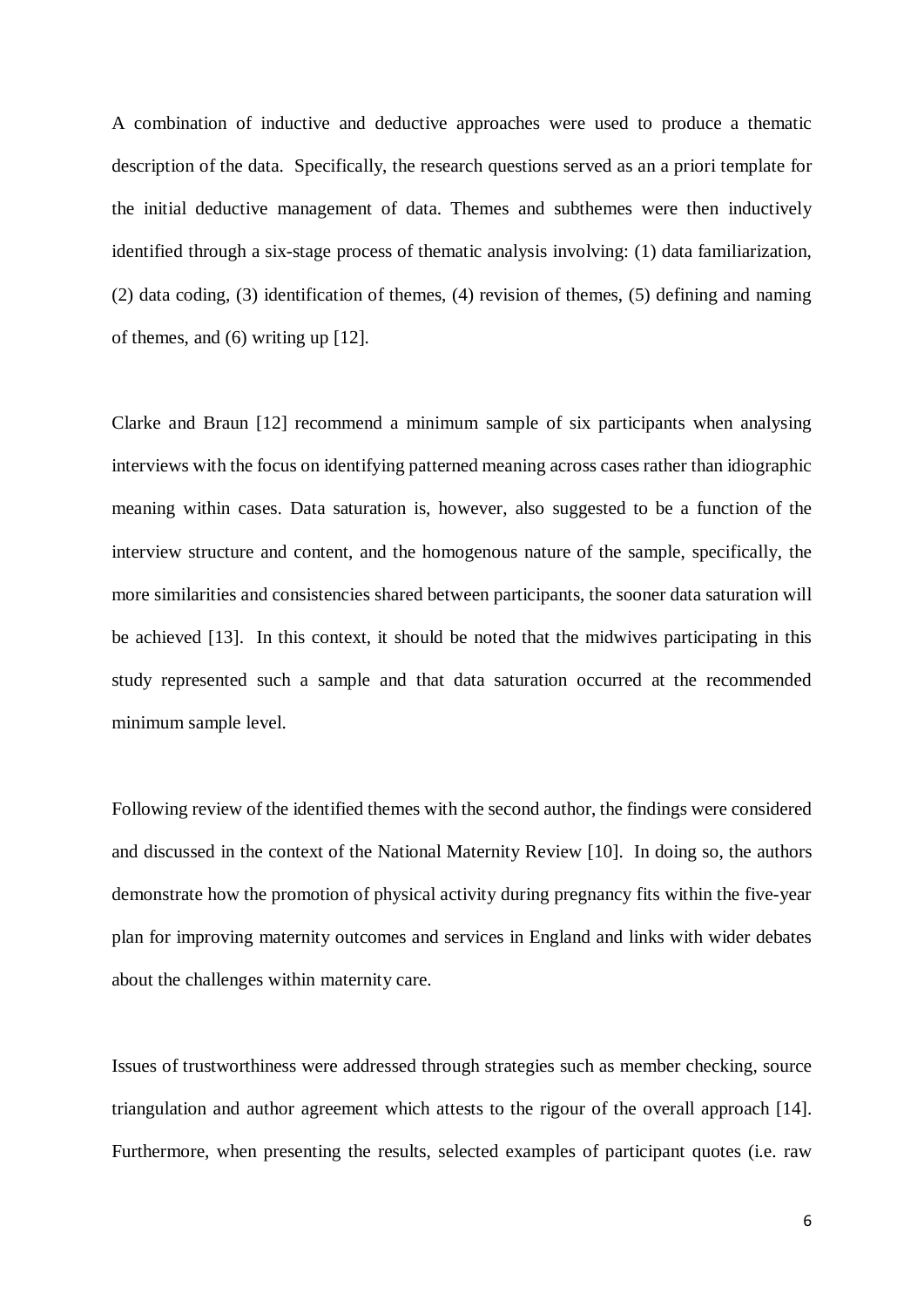A combination of inductive and deductive approaches were used to produce a thematic description of the data. Specifically, the research questions served as an a priori template for the initial deductive management of data. Themes and subthemes were then inductively identified through a six-stage process of thematic analysis involving: (1) data familiarization, (2) data coding, (3) identification of themes, (4) revision of themes, (5) defining and naming of themes, and (6) writing up [12].

Clarke and Braun [12] recommend a minimum sample of six participants when analysing interviews with the focus on identifying patterned meaning across cases rather than idiographic meaning within cases. Data saturation is, however, also suggested to be a function of the interview structure and content, and the homogenous nature of the sample, specifically, the more similarities and consistencies shared between participants, the sooner data saturation will be achieved [13]. In this context, it should be noted that the midwives participating in this study represented such a sample and that data saturation occurred at the recommended minimum sample level.

Following review of the identified themes with the second author, the findings were considered and discussed in the context of the National Maternity Review [10]. In doing so, the authors demonstrate how the promotion of physical activity during pregnancy fits within the five-year plan for improving maternity outcomes and services in England and links with wider debates about the challenges within maternity care.

Issues of trustworthiness were addressed through strategies such as member checking, source triangulation and author agreement which attests to the rigour of the overall approach [14]. Furthermore, when presenting the results, selected examples of participant quotes (i.e. raw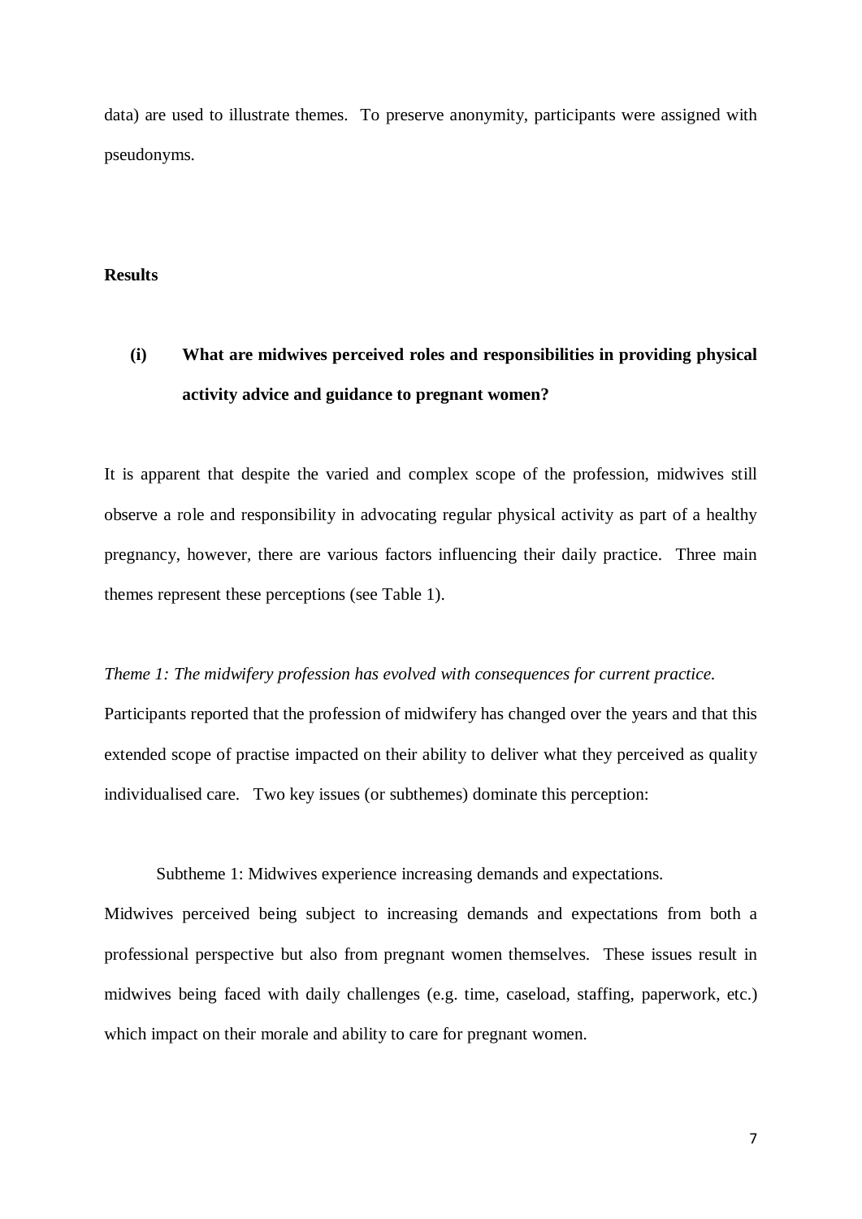data) are used to illustrate themes. To preserve anonymity, participants were assigned with pseudonyms.

## Results

### (i) What are midwives perceived roles and responsibilities in providing physical activity advice and guidance to pregnant women?

It is apparent that despite the varied and complex scope of the profession, midwives still observe a role and responsibility in advocating regular physical activity as part of a healthy pregnancy, however, there are various factors influencing their daily practice. Three main themes represent these perceptions (see Table 1).

*Theme 1: The midwifery profession has evolved with consequences for current practice.*

Participants reported that the profession of midwifery has changed over the years and that this extended scope of practise impacted on their ability to deliver what they perceived as quality individualised care. Two key issues (or subthemes) dominate this perception:

Subtheme 1: Midwives experience increasing demands and expectations.

Midwives perceived being subject to increasing demands and expectations from both a professional perspective but also from pregnant women themselves. These issues result in midwives being faced with daily challenges (e.g. time, caseload, staffing, paperwork, etc.) which impact on their morale and ability to care for pregnant women.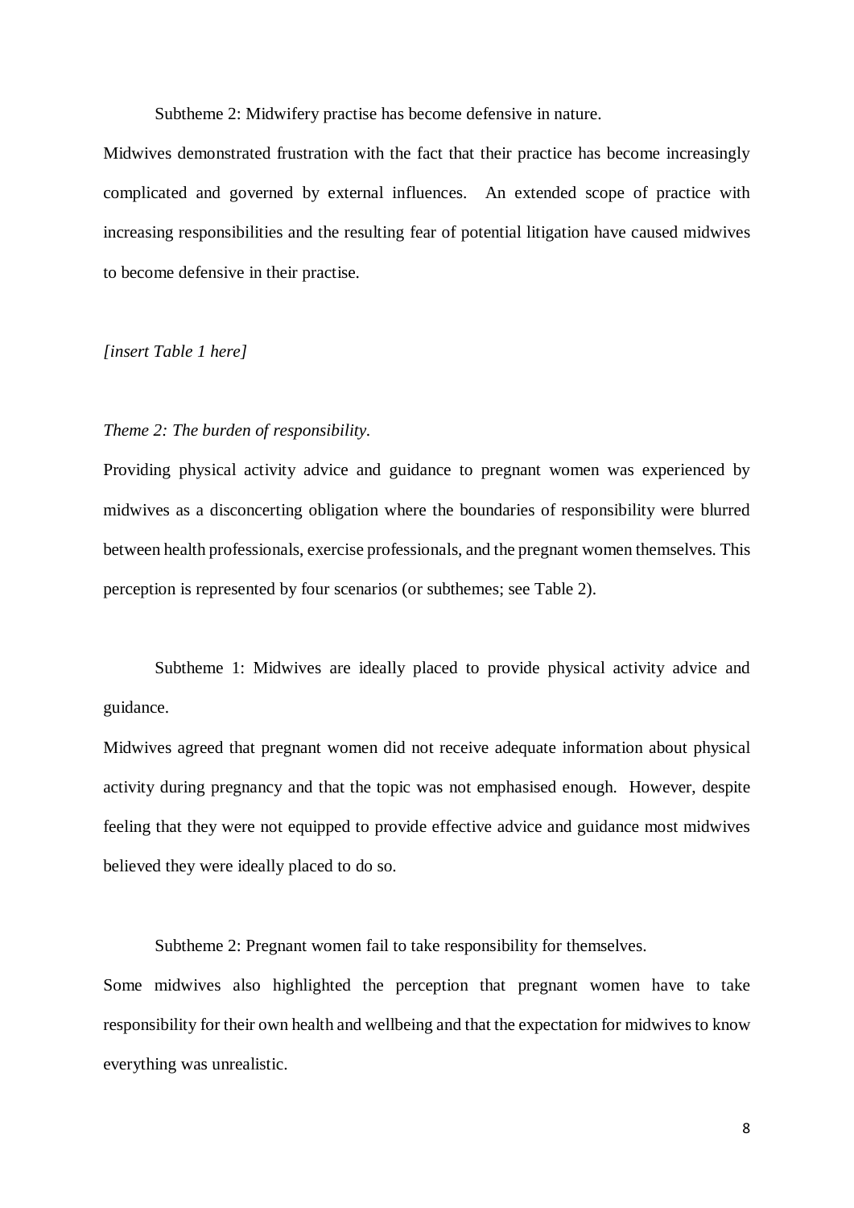Subtheme 2: Midwifery practise has become defensive in nature.

Midwives demonstrated frustration with the fact that their practice has become increasingly complicated and governed by external influences. An extended scope of practice with increasing responsibilities and the resulting fear of potential litigation have caused midwives to become defensive in their practise.

*[insert Table 1 here]*

*Theme 2: The burden of responsibility.*

Providing physical activity advice and guidance to pregnant women was experienced by midwives as a disconcerting obligation where the boundaries of responsibility were blurred between health professionals, exercise professionals, and the pregnant women themselves. This perception is represented by four scenarios (or subthemes; see Table 2).

Subtheme 1: Midwives are ideally placed to provide physical activity advice and guidance.

Midwives agreed that pregnant women did not receive adequate information about physical activity during pregnancy and that the topic was not emphasised enough. However, despite feeling that they were not equipped to provide effective advice and guidance most midwives believed they were ideally placed to do so.

Subtheme 2: Pregnant women fail to take responsibility for themselves.

Some midwives also highlighted the perception that pregnant women have to take responsibility for their own health and wellbeing and that the expectation for midwives to know everything was unrealistic.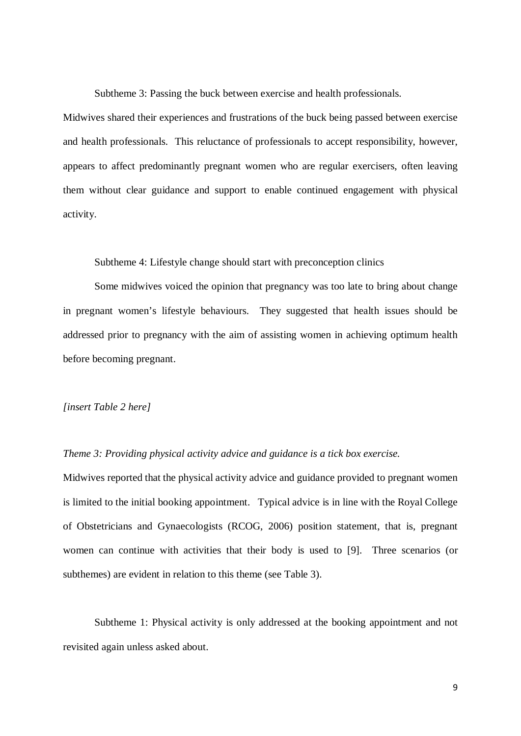Subtheme 3: Passing the buck between exercise and health professionals.

Midwives shared their experiences and frustrations of the buck being passed between exercise and health professionals. This reluctance of professionals to accept responsibility, however, appears to affect predominantly pregnant women who are regular exercisers, often leaving them without clear guidance and support to enable continued engagement with physical activity.

Subtheme 4: Lifestyle change should start with preconception clinics

Some midwives voiced the opinion that pregnancy was too late to bring about change in pregnant women's lifestyle behaviours. They suggested that health issues should be addressed prior to pregnancy with the aim of assisting women in achieving optimum health before becoming pregnant.

*[insert Table 2 here]*

*Theme 3: Providing physical activity advice and guidance is a tick box exercise.*

Midwives reported that the physical activity advice and guidance provided to pregnant women is limited to the initial booking appointment. Typical advice is in line with the Royal College of Obstetricians and Gynaecologists (RCOG, 2006) position statement, that is, pregnant women can continue with activities that their body is used to [9]. Three scenarios (or subthemes) are evident in relation to this theme (see Table 3).

Subtheme 1: Physical activity is only addressed at the booking appointment and not revisited again unless asked about.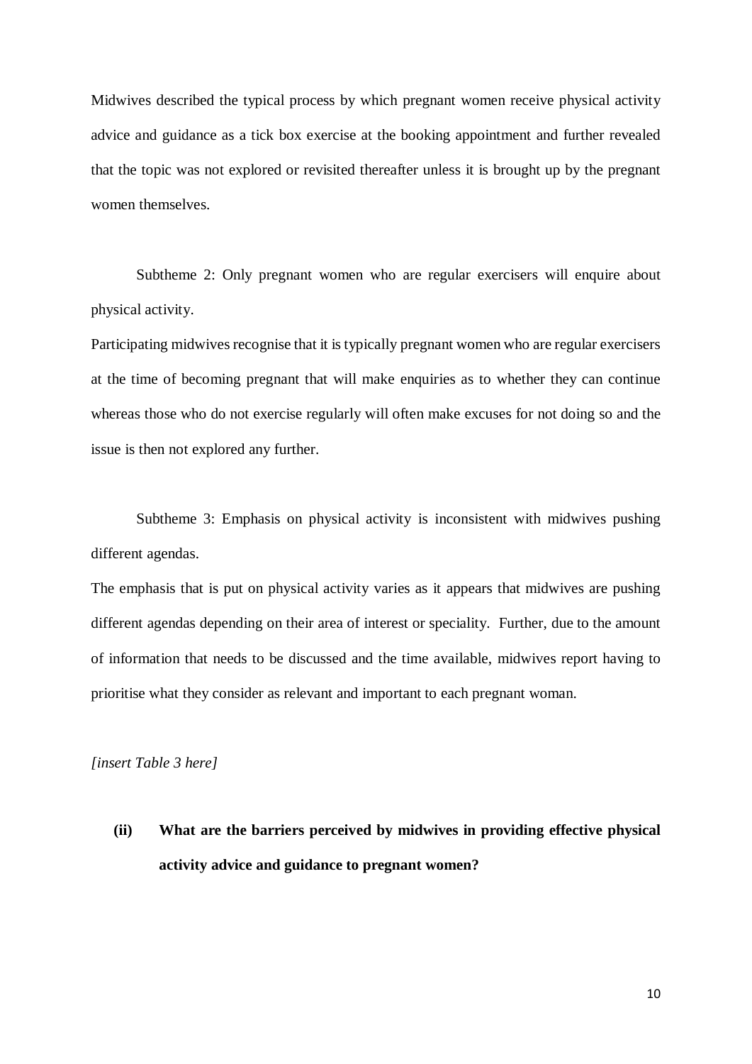Midwives described the typical process by which pregnant women receive physical activity advice and guidance as a tick box exercise at the booking appointment and further revealed that the topic was not explored or revisited thereafter unless it is brought up by the pregnant women themselves.

Subtheme 2: Only pregnant women who are regular exercisers will enquire about physical activity.

Participating midwives recognise that it is typically pregnant women who are regular exercisers at the time of becoming pregnant that will make enquiries as to whether they can continue whereas those who do not exercise regularly will often make excuses for not doing so and the issue is then not explored any further.

Subtheme 3: Emphasis on physical activity is inconsistent with midwives pushing different agendas.

The emphasis that is put on physical activity varies as it appears that midwives are pushing different agendas depending on their area of interest or speciality. Further, due to the amount of information that needs to be discussed and the time available, midwives report having to prioritise what they consider as relevant and important to each pregnant woman.

*[insert Table 3 here]*

**(ii) What are the barriers perceived by midwives in providing effective physical activity advice and guidance to pregnant women?**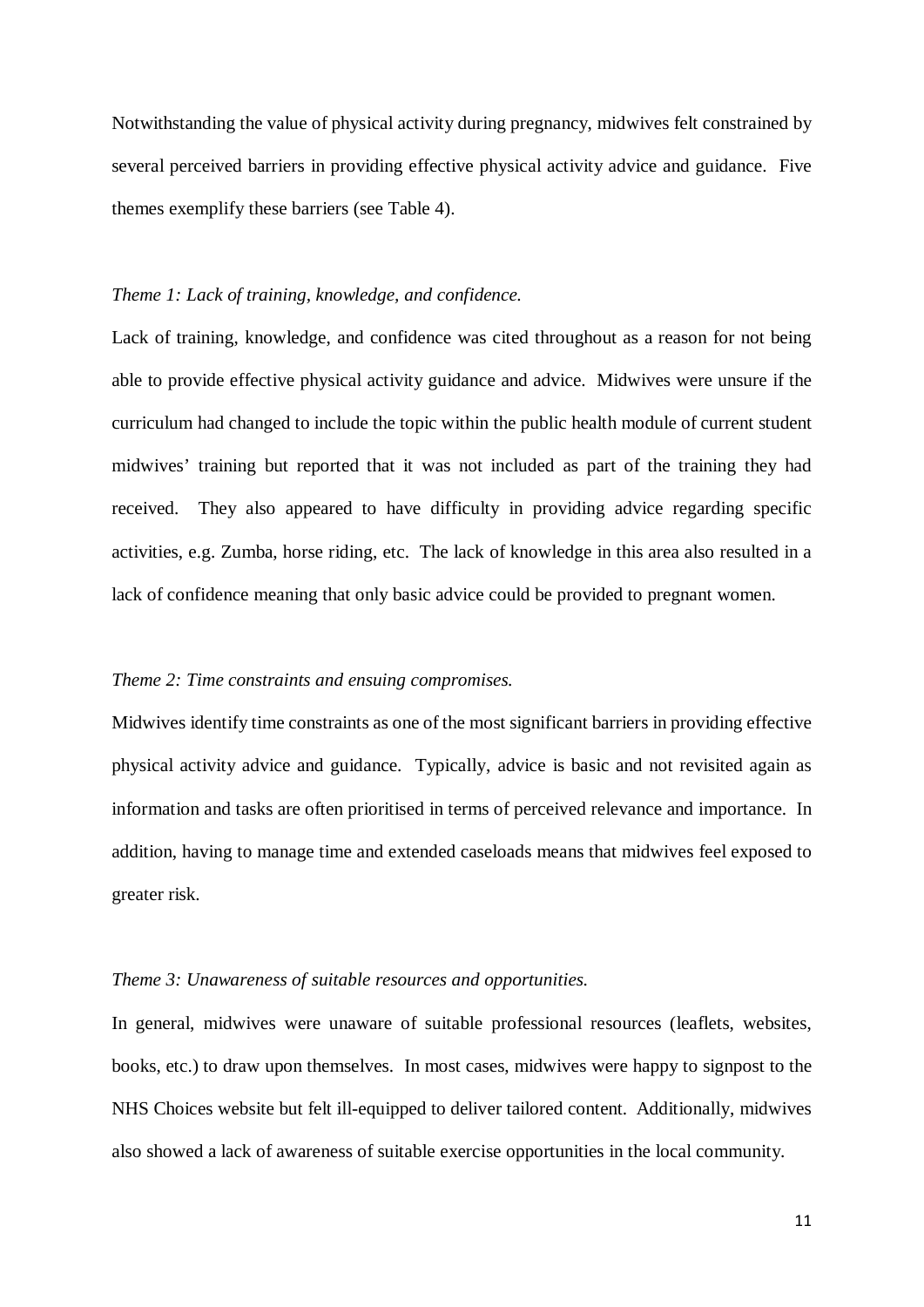Notwithstanding the value of physical activity during pregnancy, midwives felt constrained by several perceived barriers in providing effective physical activity advice and guidance. Five themes exemplify these barriers (see Table 4).

*Theme 1: Lack of training, knowledge, and confidence.*

Lack of training, knowledge, and confidence was cited throughout as a reason for not being able to provide effective physical activity guidance and advice. Midwives were unsure if the curriculum had changed to include the topic within the public health module of current student midwives' training but reported that it was not included as part of the training they had received. They also appeared to have difficulty in providing advice regarding specific activities, e.g. Zumba, horse riding, etc. The lack of knowledge in this area also resulted in a lack of confidence meaning that only basic advice could be provided to pregnant women.

*Theme 2: Time constraints and ensuing compromises.*

Midwives identify time constraints as one of the most significant barriers in providing effective physical activity advice and guidance. Typically, advice is basic and not revisited again as information and tasks are often prioritised in terms of perceived relevance and importance. In addition, having to manage time and extended caseloads means that midwives feel exposed to greater risk.

*Theme 3: Unawareness of suitable resources and opportunities.*

In general, midwives were unaware of suitable professional resources (leaflets, websites, books, etc.) to draw upon themselves. In most cases, midwives were happy to signpost to the NHS Choices website but felt ill-equipped to deliver tailored content. Additionally, midwives also showed a lack of awareness of suitable exercise opportunities in the local community.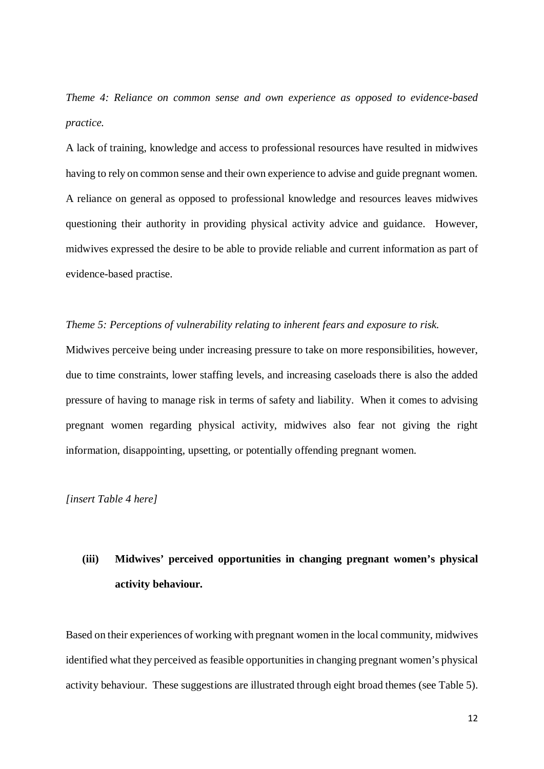*Theme 4: Reliance on common sense and own experience as opposed to evidence-based practice.*

A lack of training, knowledge and access to professional resources have resulted in midwives having to rely on common sense and their own experience to advise and guide pregnant women. A reliance on general as opposed to professional knowledge and resources leaves midwives questioning their authority in providing physical activity advice and guidance. However, midwives expressed the desire to be able to provide reliable and current information as part of evidence-based practise.

*Theme 5: Perceptions of vulnerability relating to inherent fears and exposure to risk.*

Midwives perceive being under increasing pressure to take on more responsibilities, however, due to time constraints, lower staffing levels, and increasing caseloads there is also the added pressure of having to manage risk in terms of safety and liability. When it comes to advising pregnant women regarding physical activity, midwives also fear not giving the right information, disappointing, upsetting, or potentially offending pregnant women.

*[insert Table 4 here]*

### (iii) Midwives' perceived opportunities in changing pregnant women's physical activity behaviour.

Based on their experiences of working with pregnant women in the local community, midwives identified what they perceived as feasible opportunities in changing pregnant women's physical activity behaviour. These suggestions are illustrated through eight broad themes (see Table 5).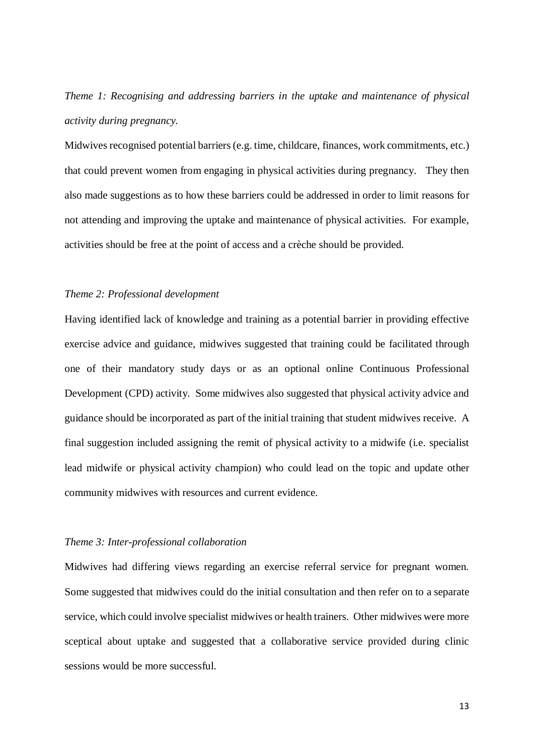*Theme 1: Recognising and addressing barriers in the uptake and maintenance of physical activity during pregnancy.*

Midwives recognised potential barriers (e.g. time, childcare, finances, work commitments, etc.) that could prevent women from engaging in physical activities during pregnancy. They then also made suggestions as to how these barriers could be addressed in order to limit reasons for not attending and improving the uptake and maintenance of physical activities. For example, activities should be free at the point of access and a crèche should be provided.

*Theme 2: Professional development*

Having identified lack of knowledge and training as a potential barrier in providing effective exercise advice and guidance, midwives suggested that training could be facilitated through one of their mandatory study days or as an optional online Continuous Professional Development (CPD) activity. Some midwives also suggested that physical activity advice and guidance should be incorporated as part of the initial training that student midwives receive. A final suggestion included assigning the remit of physical activity to a midwife (i.e. specialist lead midwife or physical activity champion) who could lead on the topic and update other community midwives with resources and current evidence.

*Theme 3: Inter-professional collaboration*

Midwives had differing views regarding an exercise referral service for pregnant women. Some suggested that midwives could do the initial consultation and then refer on to a separate service, which could involve specialist midwives or health trainers. Other midwives were more sceptical about uptake and suggested that a collaborative service provided during clinic sessions would be more successful.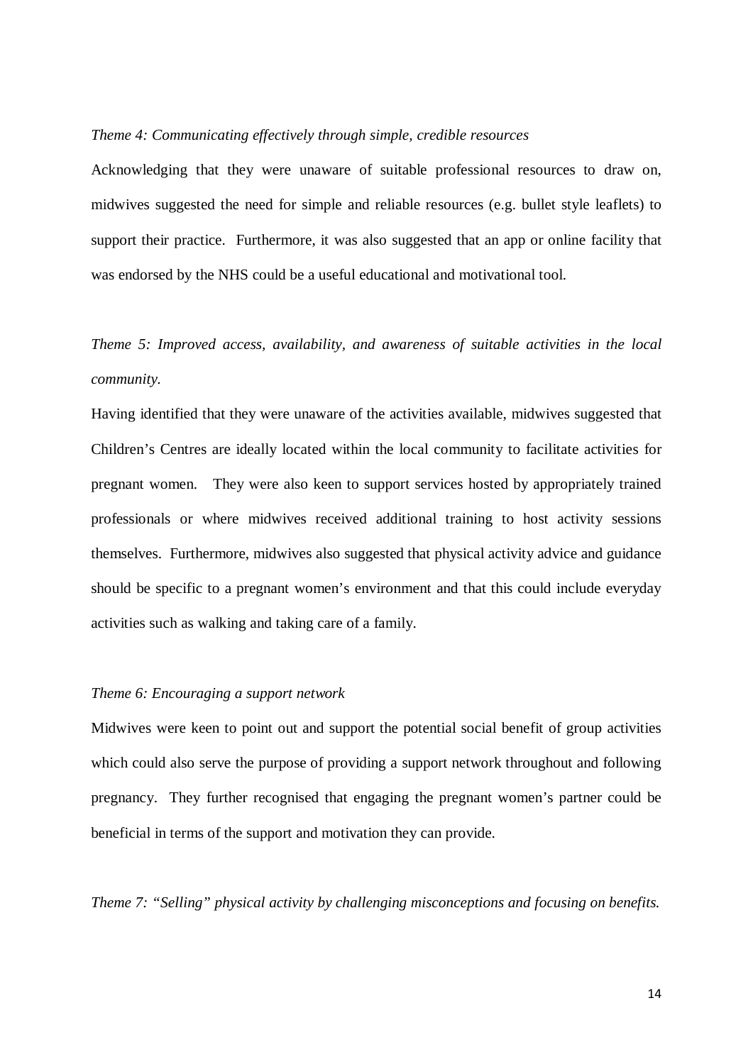*Theme 4: Communicating effectively through simple, credible resources*

Acknowledging that they were unaware of suitable professional resources to draw on, midwives suggested the need for simple and reliable resources (e.g. bullet style leaflets) to support their practice. Furthermore, it was also suggested that an app or online facility that was endorsed by the NHS could be a useful educational and motivational tool.

*Theme 5: Improved access, availability, and awareness of suitable activities in the local community.*

Having identified that they were unaware of the activities available, midwives suggested that Children's Centres are ideally located within the local community to facilitate activities for pregnant women. They were also keen to support services hosted by appropriately trained professionals or where midwives received additional training to host activity sessions themselves. Furthermore, midwives also suggested that physical activity advice and guidance should be specific to a pregnant women's environment and that this could include everyday activities such as walking and taking care of a family.

*Theme 6: Encouraging a support network*

Midwives were keen to point out and support the potential social benefit of group activities which could also serve the purpose of providing a support network throughout and following pregnancy. They further recognised that engaging the pregnant women's partner could be beneficial in terms of the support and motivation they can provide.

*Theme 7: "Selling" physical activity by challenging misconceptions and focusing on benefits.*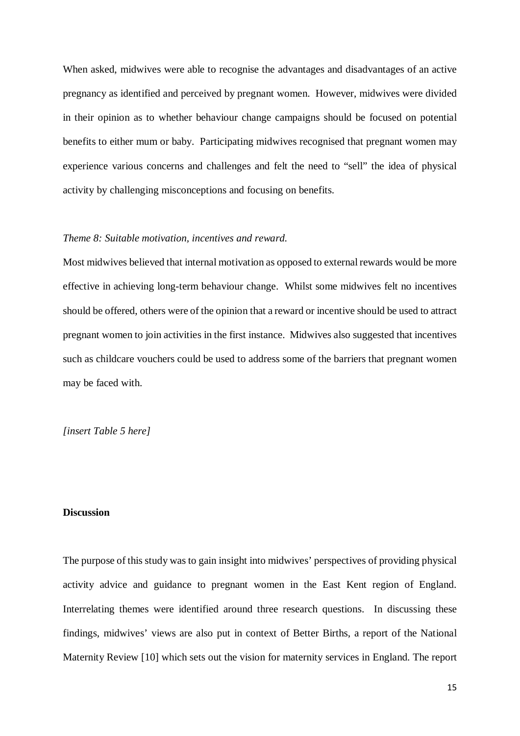When asked, midwives were able to recognise the advantages and disadvantages of an active pregnancy as identified and perceived by pregnant women. However, midwives were divided in their opinion as to whether behaviour change campaigns should be focused on potential benefits to either mum or baby. Participating midwives recognised that pregnant women may experience various concerns and challenges and felt the need to "sell" the idea of physical activity by challenging misconceptions and focusing on benefits.

*Theme 8: Suitable motivation, incentives and reward.*

Most midwives believed that internal motivation as opposed to external rewards would be more effective in achieving long-term behaviour change. Whilst some midwives felt no incentives should be offered, others were of the opinion that a reward or incentive should be used to attract pregnant women to join activities in the first instance. Midwives also suggested that incentives such as childcare vouchers could be used to address some of the barriers that pregnant women may be faced with.

*[insert Table 5 here]*

## Discussion

The purpose of this study was to gain insight into midwives' perspectives of providing physical activity advice and guidance to pregnant women in the East Kent region of England. Interrelating themes were identified around three research questions. In discussing these findings, midwives' views are also put in context of Better Births, a report of the National Maternity Review [10] which sets out the vision for maternity services in England. The report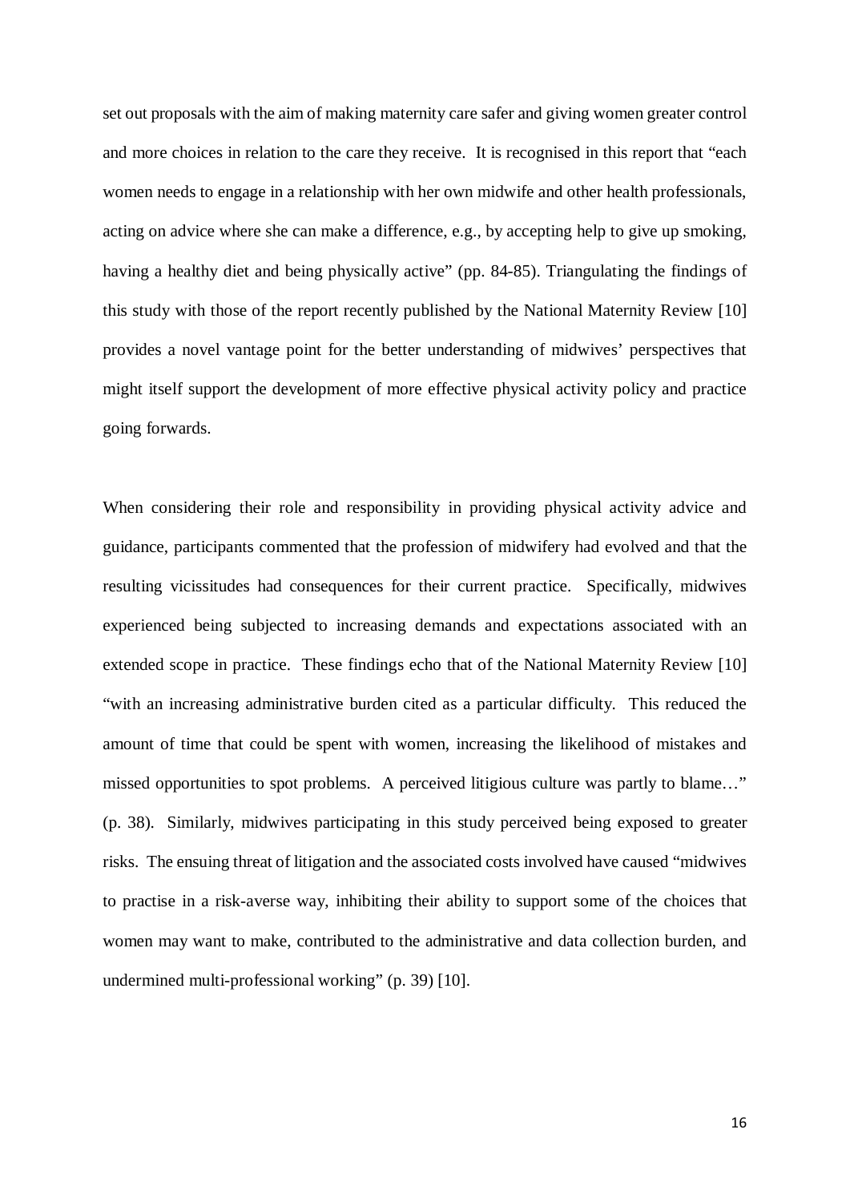set out proposals with the aim of making maternity care safer and giving women greater control and more choices in relation to the care they receive. It is recognised in this report that "each women needs to engage in a relationship with her own midwife and other health professionals, acting on advice where she can make a difference, e.g., by accepting help to give up smoking, having a healthy diet and being physically active" (pp. 84-85). Triangulating the findings of this study with those of the report recently published by the National Maternity Review [10] provides a novel vantage point for the better understanding of midwives' perspectives that might itself support the development of more effective physical activity policy and practice going forwards.

When considering their role and responsibility in providing physical activity advice and guidance, participants commented that the profession of midwifery had evolved and that the resulting vicissitudes had consequences for their current practice. Specifically, midwives experienced being subjected to increasing demands and expectations associated with an extended scope in practice. These findings echo that of the National Maternity Review [10] "with an increasing administrative burden cited as a particular difficulty. This reduced the amount of time that could be spent with women, increasing the likelihood of mistakes and missed opportunities to spot problems. A perceived litigious culture was partly to blame…" (p. 38). Similarly, midwives participating in this study perceived being exposed to greater risks. The ensuing threat of litigation and the associated costs involved have caused "midwives to practise in a risk-averse way, inhibiting their ability to support some of the choices that women may want to make, contributed to the administrative and data collection burden, and undermined multi-professional working" (p. 39) [10].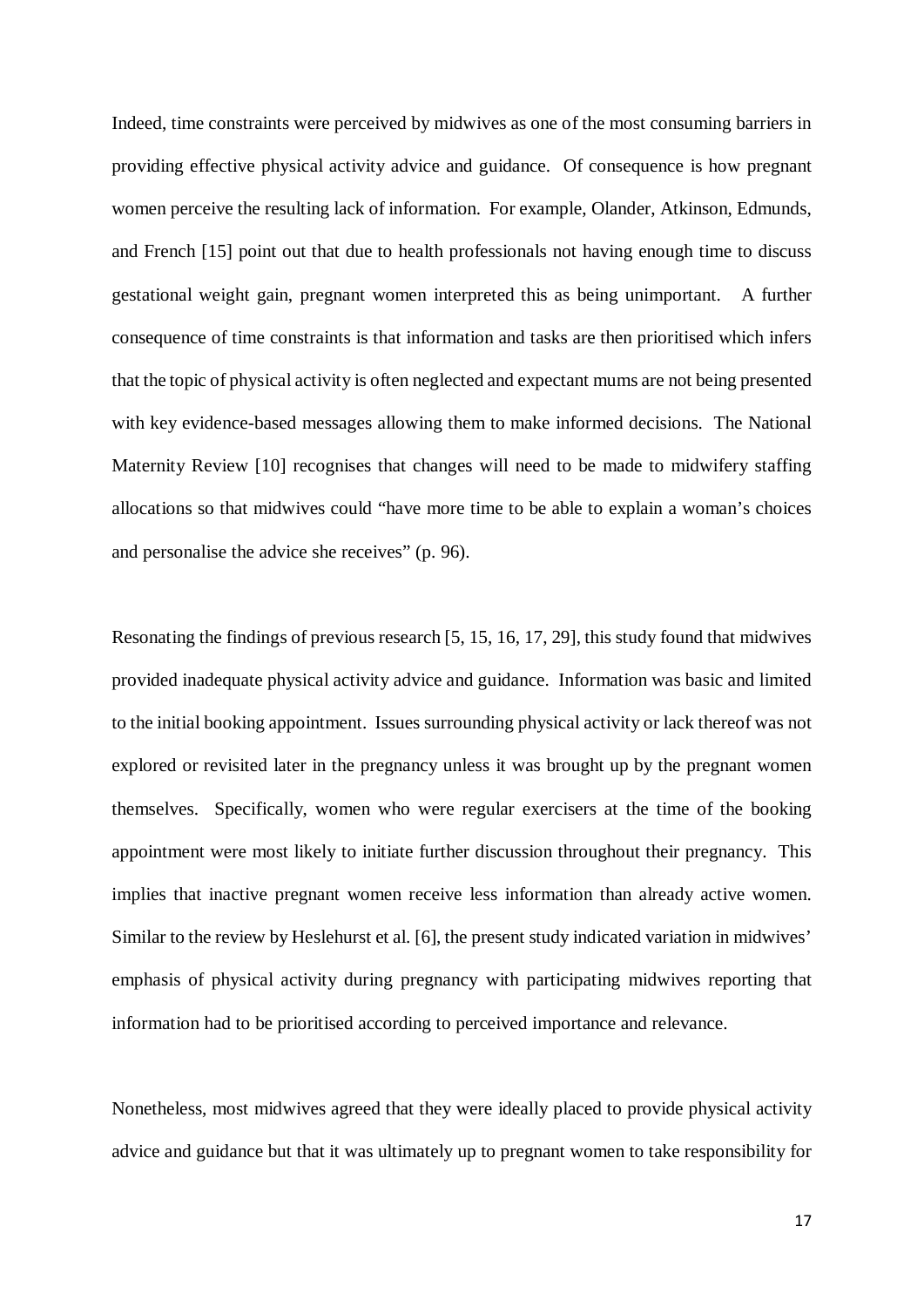Indeed, time constraints were perceived by midwives as one of the most consuming barriers in providing effective physical activity advice and guidance. Of consequence is how pregnant women perceive the resulting lack of information. For example, Olander, Atkinson, Edmunds, and French [15] point out that due to health professionals not having enough time to discuss gestational weight gain, pregnant women interpreted this as being unimportant. A further consequence of time constraints is that information and tasks are then prioritised which infers that the topic of physical activity is often neglected and expectant mums are not being presented with key evidence-based messages allowing them to make informed decisions. The National Maternity Review [10] recognises that changes will need to be made to midwifery staffing allocations so that midwives could "have more time to be able to explain a woman's choices and personalise the advice she receives" (p. 96).

Resonating the findings of previous research [5, 15, 16, 17, 29], this study found that midwives provided inadequate physical activity advice and guidance. Information was basic and limited to the initial booking appointment. Issues surrounding physical activity or lack thereof was not explored or revisited later in the pregnancy unless it was brought up by the pregnant women themselves. Specifically, women who were regular exercisers at the time of the booking appointment were most likely to initiate further discussion throughout their pregnancy. This implies that inactive pregnant women receive less information than already active women. Similar to the review by Heslehurst et al. [6], the present study indicated variation in midwives' emphasis of physical activity during pregnancy with participating midwives reporting that information had to be prioritised according to perceived importance and relevance.

Nonetheless, most midwives agreed that they were ideally placed to provide physical activity advice and guidance but that it was ultimately up to pregnant women to take responsibility for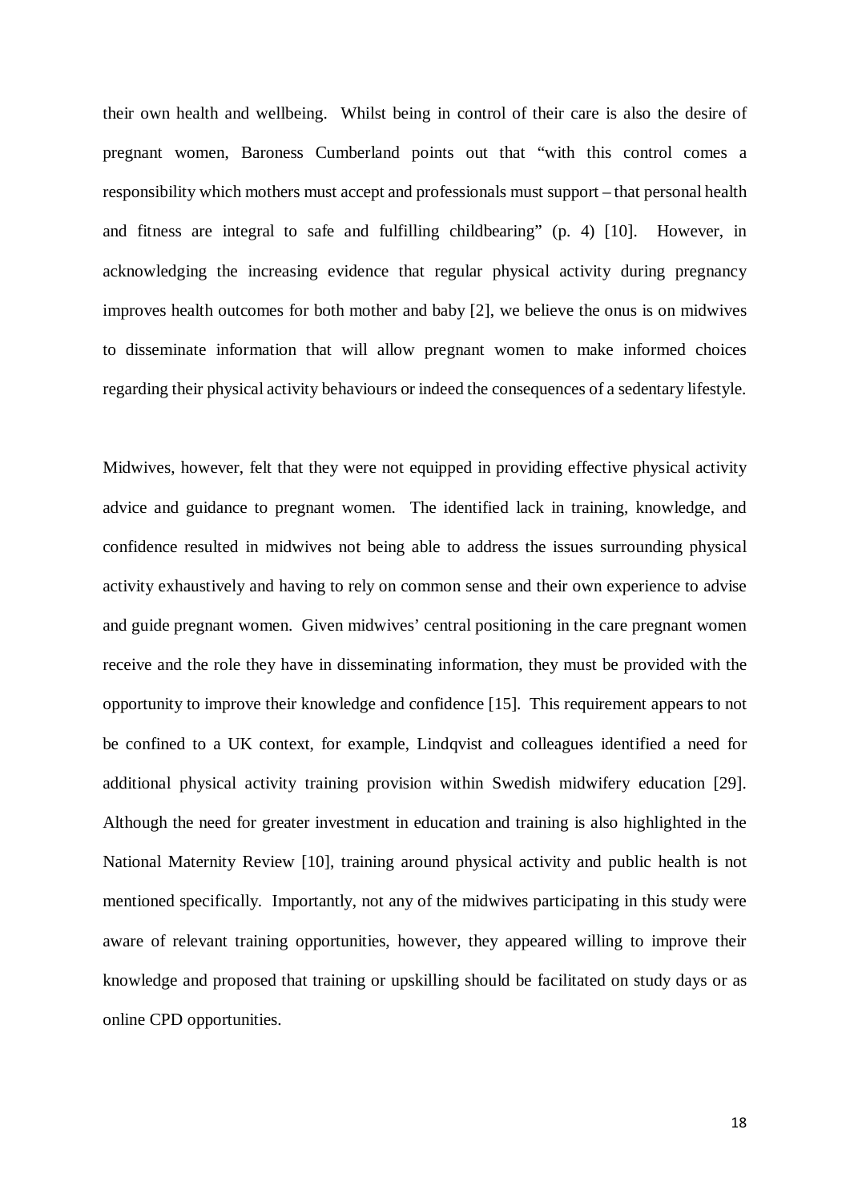their own health and wellbeing. Whilst being in control of their care is also the desire of pregnant women, Baroness Cumberland points out that "with this control comes a responsibility which mothers must accept and professionals must support – that personal health and fitness are integral to safe and fulfilling childbearing" (p. 4) [10]. However, in acknowledging the increasing evidence that regular physical activity during pregnancy improves health outcomes for both mother and baby [2], we believe the onus is on midwives to disseminate information that will allow pregnant women to make informed choices regarding their physical activity behaviours or indeed the consequences of a sedentary lifestyle.

Midwives, however, felt that they were not equipped in providing effective physical activity advice and guidance to pregnant women. The identified lack in training, knowledge, and confidence resulted in midwives not being able to address the issues surrounding physical activity exhaustively and having to rely on common sense and their own experience to advise and guide pregnant women. Given midwives' central positioning in the care pregnant women receive and the role they have in disseminating information, they must be provided with the opportunity to improve their knowledge and confidence [15]. This requirement appears to not be confined to a UK context, for example, Lindqvist and colleagues identified a need for additional physical activity training provision within Swedish midwifery education [29]. Although the need for greater investment in education and training is also highlighted in the National Maternity Review [10], training around physical activity and public health is not mentioned specifically. Importantly, not any of the midwives participating in this study were aware of relevant training opportunities, however, they appeared willing to improve their knowledge and proposed that training or upskilling should be facilitated on study days or as online CPD opportunities.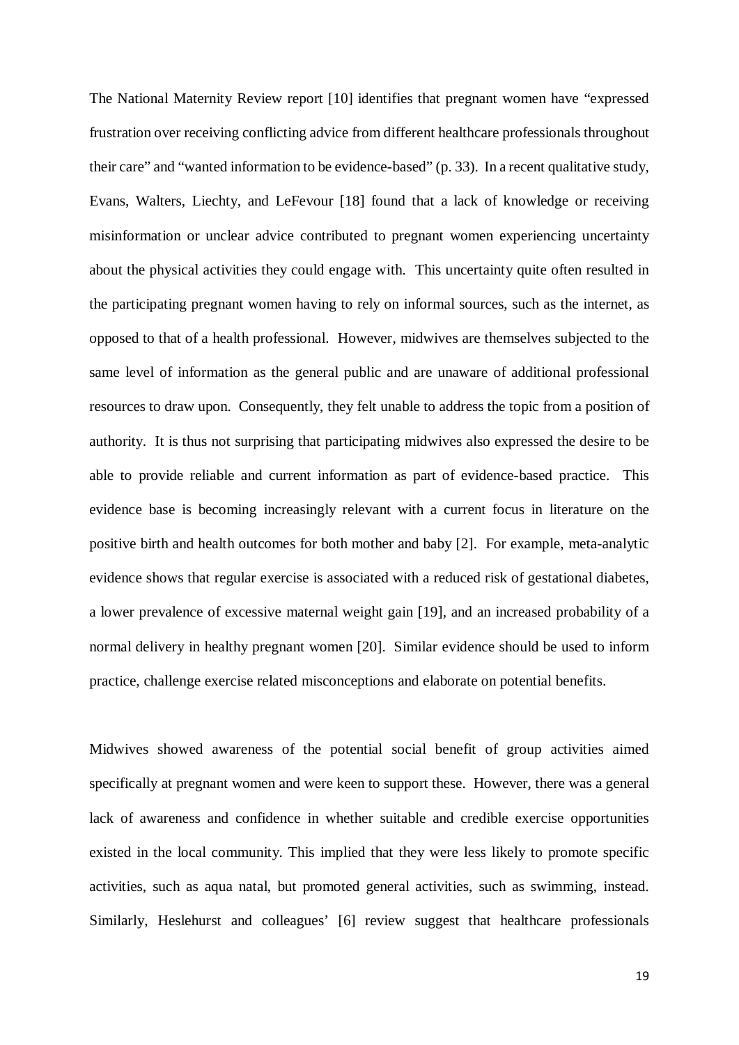The National Maternity Review report [10] identifies that pregnant women have "expressed frustration over receiving conflicting advice from different healthcare professionals throughout their care" and "wanted information to be evidence-based" (p. 33). In a recent qualitative study, Evans, Walters, Liechty, and LeFevour [18] found that a lack of knowledge or receiving misinformation or unclear advice contributed to pregnant women experiencing uncertainty about the physical activities they could engage with. This uncertainty quite often resulted in the participating pregnant women having to rely on informal sources, such as the internet, as opposed to that of a health professional. However, midwives are themselves subjected to the same level of information as the general public and are unaware of additional professional resources to draw upon. Consequently, they felt unable to address the topic from a position of authority. It is thus not surprising that participating midwives also expressed the desire to be able to provide reliable and current information as part of evidence-based practice. This evidence base is becoming increasingly relevant with a current focus in literature on the positive birth and health outcomes for both mother and baby [2]. For example, meta-analytic evidence shows that regular exercise is associated with a reduced risk of gestational diabetes, a lower prevalence of excessive maternal weight gain [19], and an increased probability of a normal delivery in healthy pregnant women [20]. Similar evidence should be used to inform practice, challenge exercise related misconceptions and elaborate on potential benefits.

Midwives showed awareness of the potential social benefit of group activities aimed specifically at pregnant women and were keen to support these. However, there was a general lack of awareness and confidence in whether suitable and credible exercise opportunities existed in the local community. This implied that they were less likely to promote specific activities, such as aqua natal, but promoted general activities, such as swimming, instead. Similarly, Heslehurst and colleagues' [6] review suggest that healthcare professionals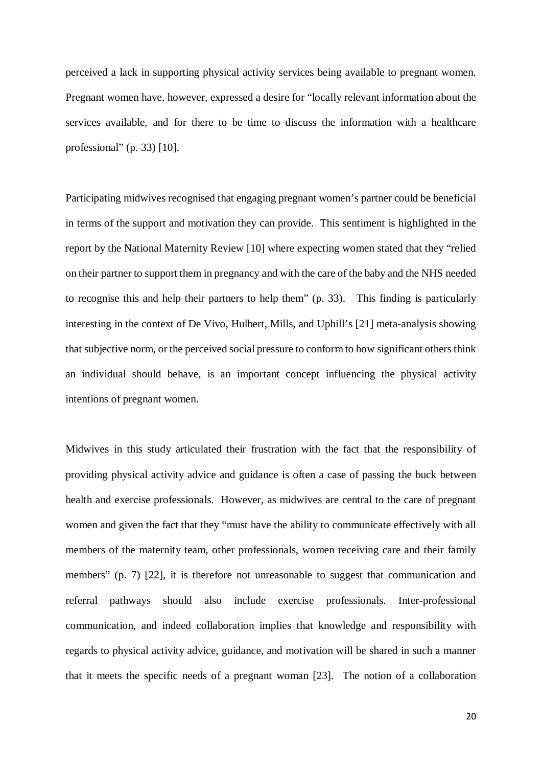perceived a lack in supporting physical activity services being available to pregnant women. Pregnant women have, however, expressed a desire for "locally relevant information about the services available, and for there to be time to discuss the information with a healthcare professional" (p. 33) [10].

Participating midwives recognised that engaging pregnant women's partner could be beneficial in terms of the support and motivation they can provide. This sentiment is highlighted in the report by the National Maternity Review [10] where expecting women stated that they "relied on their partner to support them in pregnancy and with the care of the baby and the NHS needed to recognise this and help their partners to help them" (p. 33). This finding is particularly interesting in the context of De Vivo, Hulbert, Mills, and Uphill's [21] meta-analysis showing that subjective norm, or the perceived social pressure to conform to how significant others think an individual should behave, is an important concept influencing the physical activity intentions of pregnant women.

Midwives in this study articulated their frustration with the fact that the responsibility of providing physical activity advice and guidance is often a case of passing the buck between health and exercise professionals. However, as midwives are central to the care of pregnant women and given the fact that they "must have the ability to communicate effectively with all members of the maternity team, other professionals, women receiving care and their family members" (p. 7) [22], it is therefore not unreasonable to suggest that communication and referral pathways should also include exercise professionals. Inter-professional communication, and indeed collaboration implies that knowledge and responsibility with regards to physical activity advice, guidance, and motivation will be shared in such a manner that it meets the specific needs of a pregnant woman [23]. The notion of a collaboration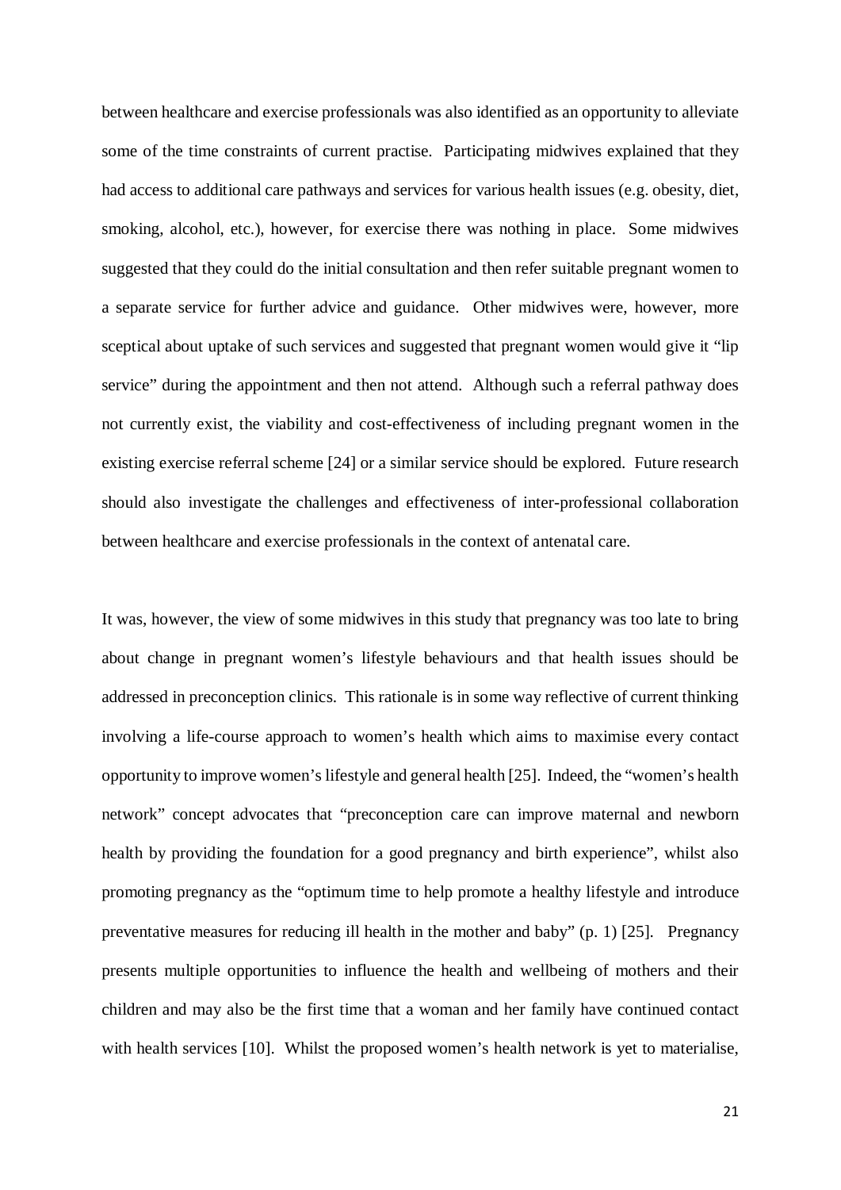between healthcare and exercise professionals was also identified as an opportunity to alleviate some of the time constraints of current practise. Participating midwives explained that they had access to additional care pathways and services for various health issues (e.g. obesity, diet, smoking, alcohol, etc.), however, for exercise there was nothing in place. Some midwives suggested that they could do the initial consultation and then refer suitable pregnant women to a separate service for further advice and guidance. Other midwives were, however, more sceptical about uptake of such services and suggested that pregnant women would give it "lip service" during the appointment and then not attend. Although such a referral pathway does not currently exist, the viability and cost-effectiveness of including pregnant women in the existing exercise referral scheme [24] or a similar service should be explored. Future research should also investigate the challenges and effectiveness of inter-professional collaboration between healthcare and exercise professionals in the context of antenatal care.

It was, however, the view of some midwives in this study that pregnancy was too late to bring about change in pregnant women's lifestyle behaviours and that health issues should be addressed in preconception clinics. This rationale is in some way reflective of current thinking involving a life-course approach to women's health which aims to maximise every contact opportunity to improve women's lifestyle and general health [25]. Indeed, the "women's health network" concept advocates that "preconception care can improve maternal and newborn health by providing the foundation for a good pregnancy and birth experience", whilst also promoting pregnancy as the "optimum time to help promote a healthy lifestyle and introduce preventative measures for reducing ill health in the mother and baby" (p. 1) [25]. Pregnancy presents multiple opportunities to influence the health and wellbeing of mothers and their children and may also be the first time that a woman and her family have continued contact with health services [10]. Whilst the proposed women's health network is yet to materialise,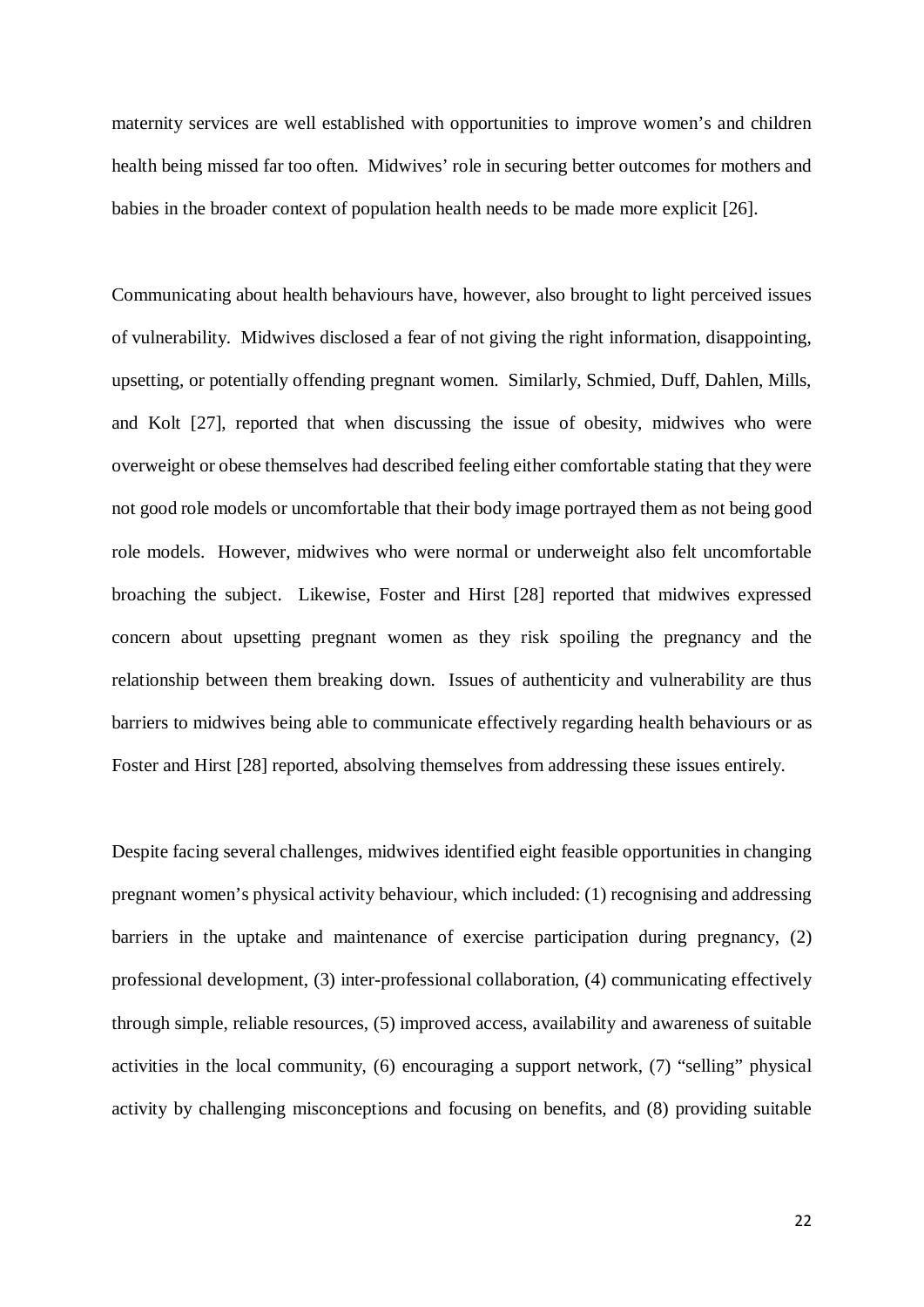maternity services are well established with opportunities to improve women's and children health being missed far too often. Midwives' role in securing better outcomes for mothers and babies in the broader context of population health needs to be made more explicit [26].

Communicating about health behaviours have, however, also brought to light perceived issues of vulnerability. Midwives disclosed a fear of not giving the right information, disappointing, upsetting, or potentially offending pregnant women. Similarly, Schmied, Duff, Dahlen, Mills, and Kolt [27], reported that when discussing the issue of obesity, midwives who were overweight or obese themselves had described feeling either comfortable stating that they were not good role models or uncomfortable that their body image portrayed them as not being good role models. However, midwives who were normal or underweight also felt uncomfortable broaching the subject. Likewise, Foster and Hirst [28] reported that midwives expressed concern about upsetting pregnant women as they risk spoiling the pregnancy and the relationship between them breaking down. Issues of authenticity and vulnerability are thus barriers to midwives being able to communicate effectively regarding health behaviours or as Foster and Hirst [28] reported, absolving themselves from addressing these issues entirely.

Despite facing several challenges, midwives identified eight feasible opportunities in changing pregnant women's physical activity behaviour, which included: (1) recognising and addressing barriers in the uptake and maintenance of exercise participation during pregnancy, (2) professional development, (3) inter-professional collaboration, (4) communicating effectively through simple, reliable resources, (5) improved access, availability and awareness of suitable activities in the local community, (6) encouraging a support network, (7) "selling" physical activity by challenging misconceptions and focusing on benefits, and (8) providing suitable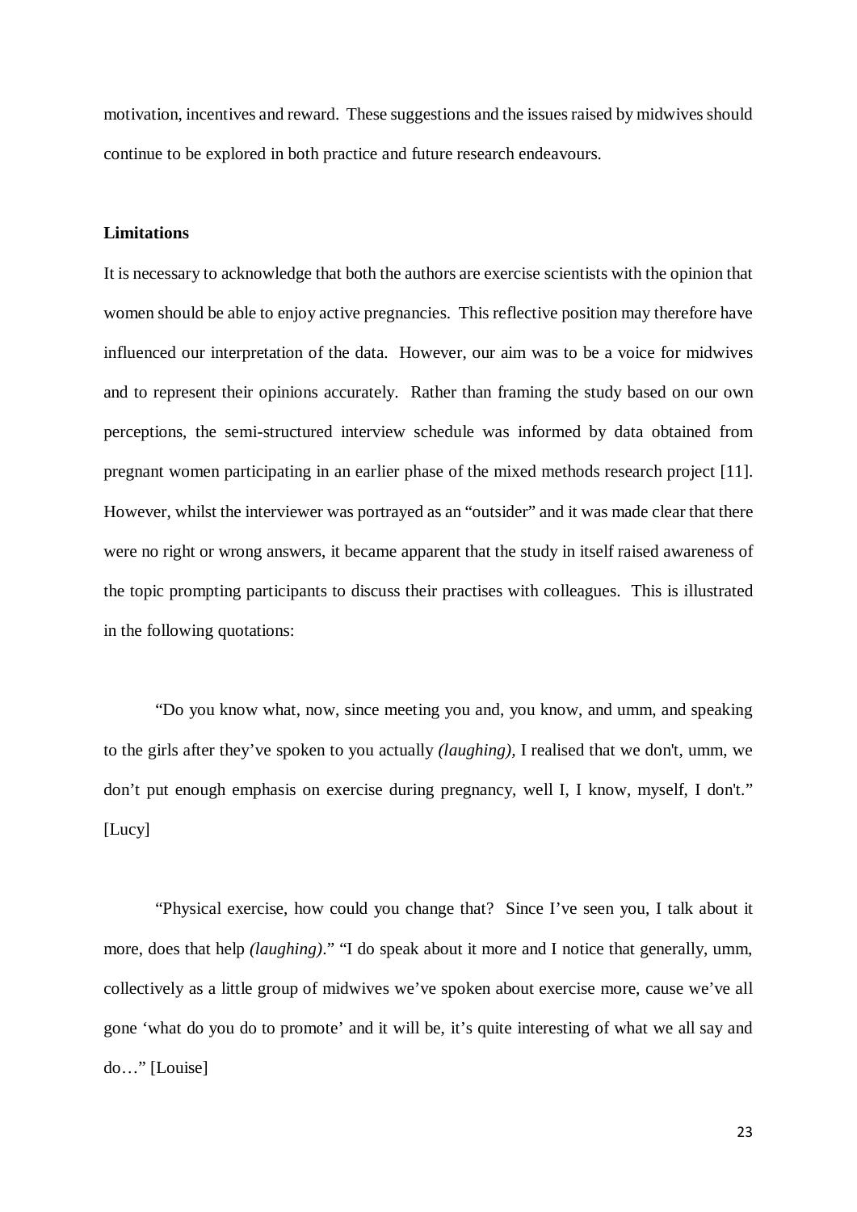motivation, incentives and reward. These suggestions and the issues raised by midwives should continue to be explored in both practice and future research endeavours.

**Limitations**

It is necessary to acknowledge that both the authors are exercise scientists with the opinion that women should be able to enjoy active pregnancies. This reflective position may therefore have influenced our interpretation of the data. However, our aim was to be a voice for midwives and to represent their opinions accurately. Rather than framing the study based on our own perceptions, the semi-structured interview schedule was informed by data obtained from pregnant women participating in an earlier phase of the mixed methods research project [11]. However, whilst the interviewer was portrayed as an "outsider" and it was made clear that there were no right or wrong answers, it became apparent that the study in itself raised awareness of the topic prompting participants to discuss their practises with colleagues. This is illustrated in the following quotations:

"Do you know what, now, since meeting you and, you know, and umm, and speaking to the girls after they've spoken to you actually *(laughing),* I realised that we don't, umm, we don't put enough emphasis on exercise during pregnancy, well I, I know, myself, I don't." [Lucy]

"Physical exercise, how could you change that? Since I've seen you, I talk about it more, does that help *(laughing)*." "I do speak about it more and I notice that generally, umm, collectively as a little group of midwives we've spoken about exercise more, cause we've all gone 'what do you do to promote' and it will be, it's quite interesting of what we all say and do…" [Louise]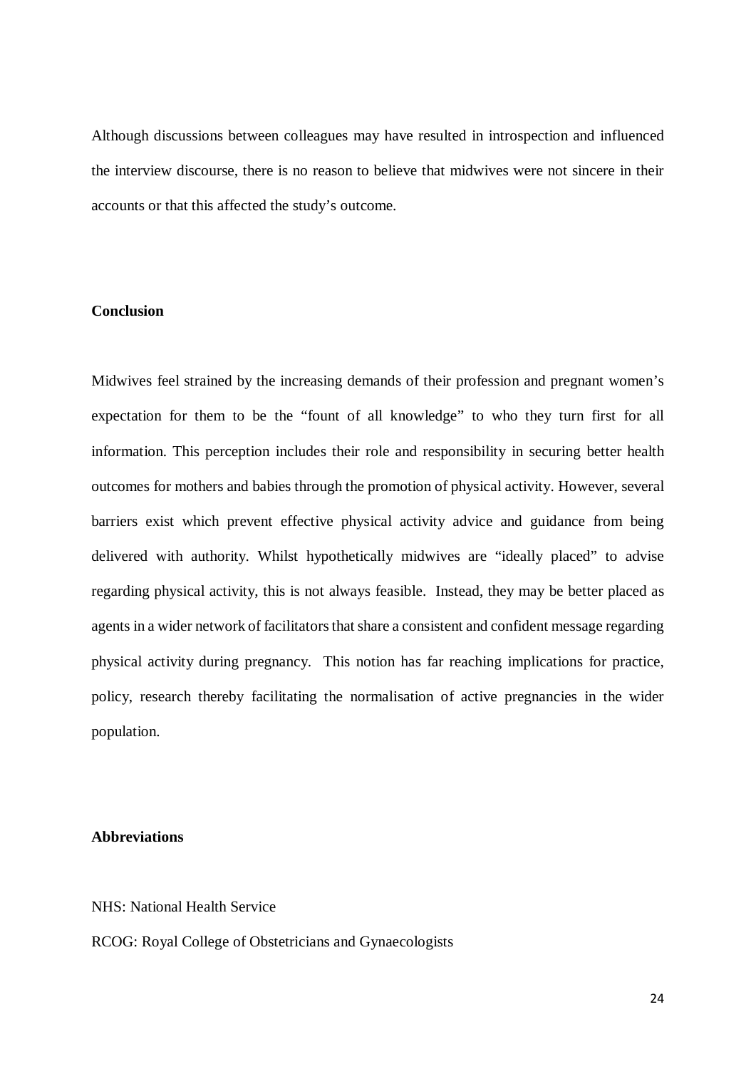Although discussions between colleagues may have resulted in introspection and influenced the interview discourse, there is no reason to believe that midwives were not sincere in their accounts or that this affected the study's outcome.

## Conclusion

Midwives feel strained by the increasing demands of their profession and pregnant women's expectation for them to be the "fount of all knowledge" to who they turn first for all information. This perception includes their role and responsibility in securing better health outcomes for mothers and babies through the promotion of physical activity. However, several barriers exist which prevent effective physical activity advice and guidance from being delivered with authority. Whilst hypothetically midwives are "ideally placed" to advise regarding physical activity, this is not always feasible. Instead, they may be better placed as agents in a wider network of facilitators that share a consistent and confident message regarding physical activity during pregnancy. This notion has far reaching implications for practice, policy, research thereby facilitating the normalisation of active pregnancies in the wider population.

## Abbreviations

NHS: National Health Service

RCOG: Royal College of Obstetricians and Gynaecologists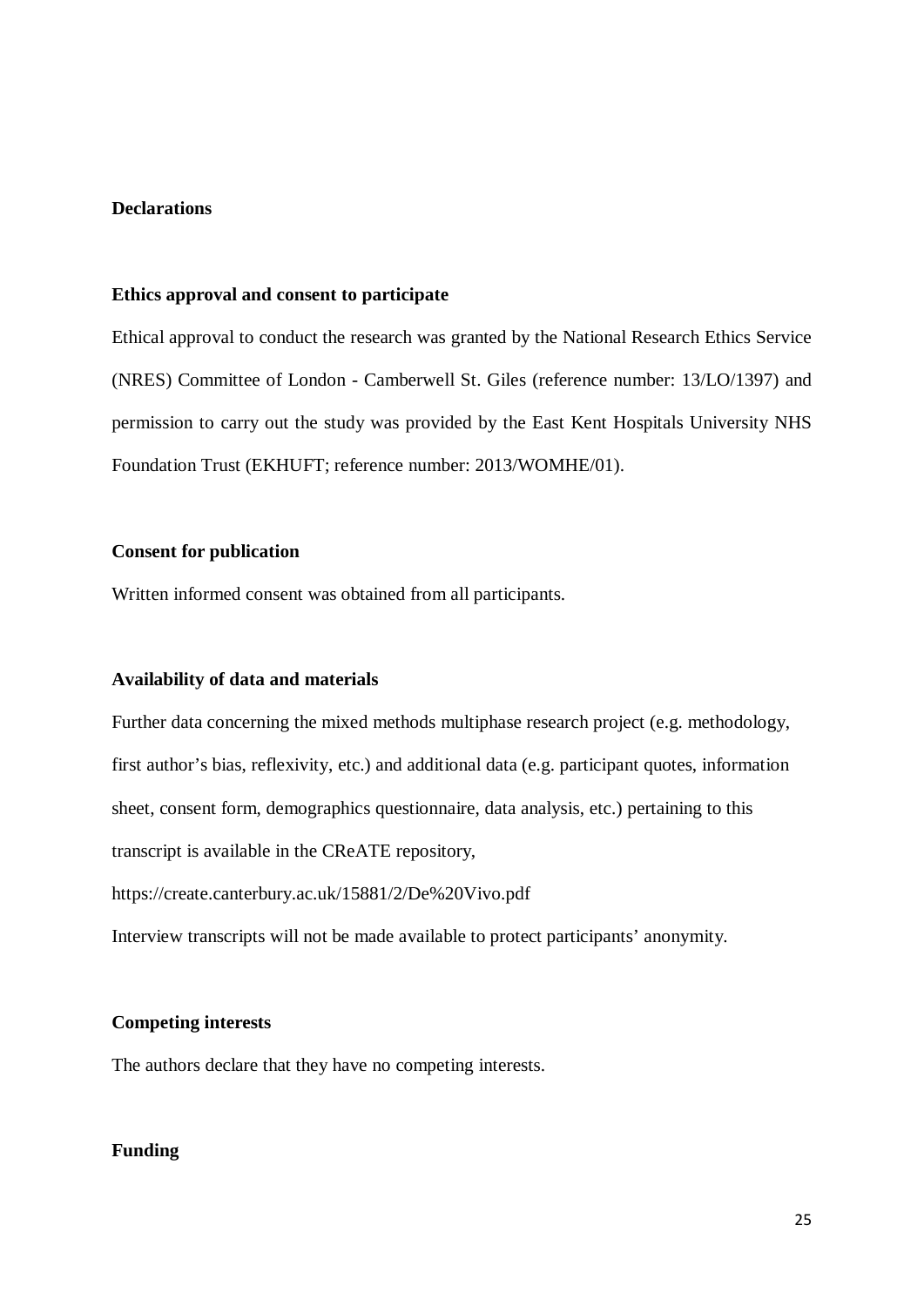## Declarations

### Ethics approval and consent to participate

Ethical approval to conduct the research was granted by the National Research Ethics Service (NRES) Committee of London - Camberwell St. Giles (reference number: 13/LO/1397) and permission to carry out the study was provided by the East Kent Hospitals University NHS Foundation Trust (EKHUFT; reference number: 2013/WOMHE/01).

### Consent for publication

Written informed consent was obtained from all participants.

### Availability of data and materials

Further data concerning the mixed methods multiphase research project (e.g. methodology, first author's bias, reflexivity, etc.) and additional data (e.g. participant quotes, information sheet, consent form, demographics questionnaire, data analysis, etc.) pertaining to this transcript is available in the CReATE repository,

https://create.canterbury.ac.uk/15881/2/De%20Vivo.pdf

Interview transcripts will not be made available to protect participants' anonymity.

### Competing interests

The authors declare that they have no competing interests.

### Funding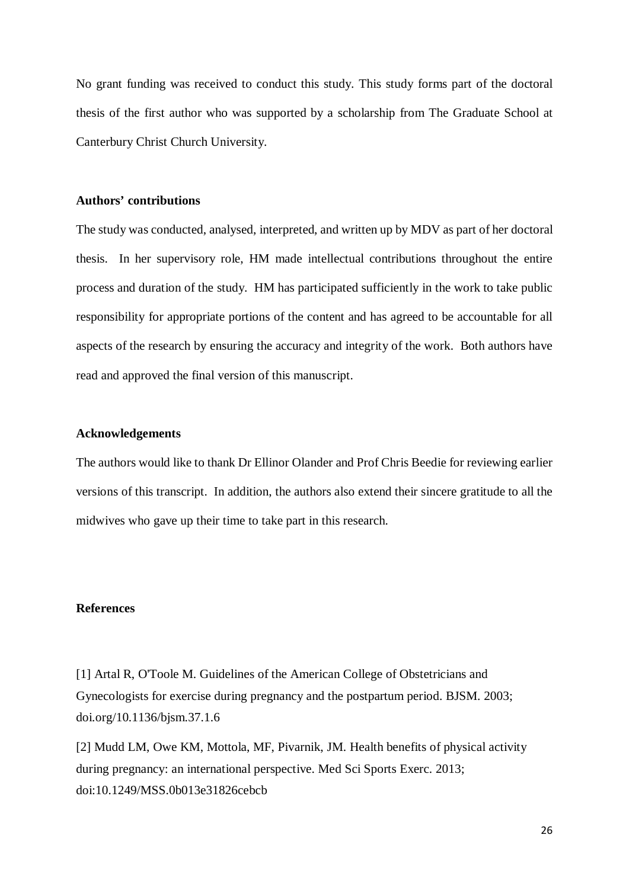No grant funding was received to conduct this study. This study forms part of the doctoral thesis of the first author who was supported by a scholarship from The Graduate School at Canterbury Christ Church University.

**Authors' contributions**

The study was conducted, analysed, interpreted, and written up by MDV as part of her doctoral thesis. In her supervisory role, HM made intellectual contributions throughout the entire process and duration of the study. HM has participated sufficiently in the work to take public responsibility for appropriate portions of the content and has agreed to be accountable for all aspects of the research by ensuring the accuracy and integrity of the work. Both authors have read and approved the final version of this manuscript.

**Acknowledgements**

The authors would like to thank Dr Ellinor Olander and Prof Chris Beedie for reviewing earlier versions of this transcript. In addition, the authors also extend their sincere gratitude to all the midwives who gave up their time to take part in this research.

**References**

[1] Artal R, O'Toole M. Guidelines of the American College of Obstetricians and Gynecologists for exercise during pregnancy and the postpartum period. BJSM. 2003; doi.org/10.1136/bjsm.37.1.6

[2] Mudd LM, Owe KM, Mottola, MF, Pivarnik, JM. Health benefits of physical activity during pregnancy: an international perspective. Med Sci Sports Exerc. 2013; doi:10.1249/MSS.0b013e31826cebcb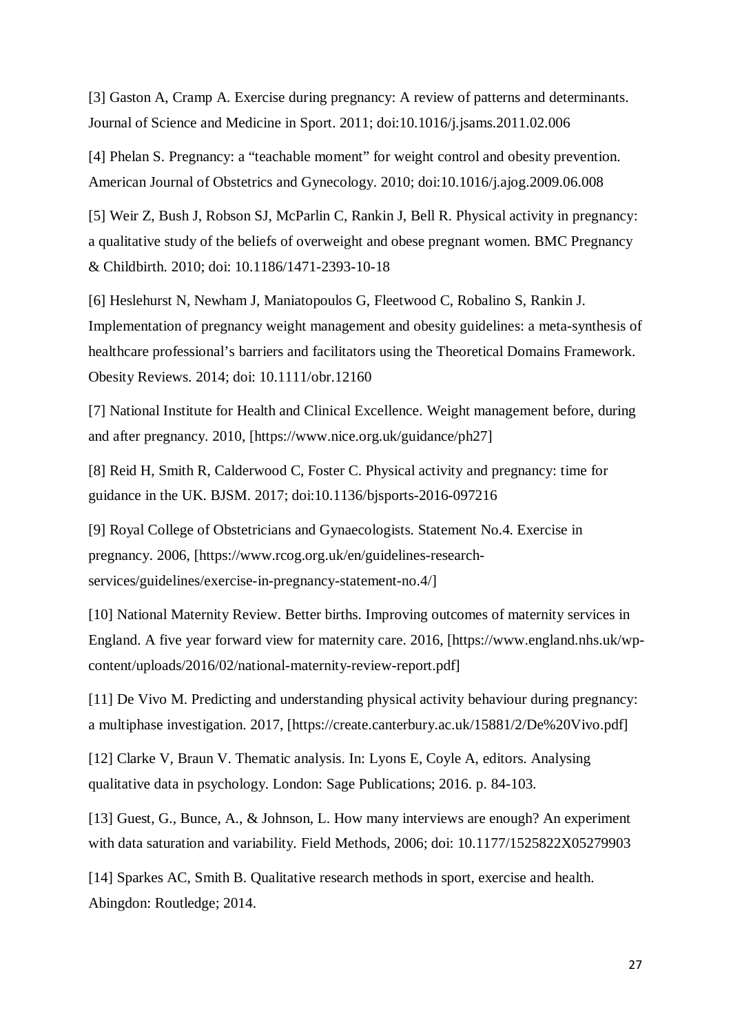[3] Gaston A, Cramp A. Exercise during pregnancy: A review of patterns and determinants. Journal of Science and Medicine in Sport. 2011; doi:10.1016/j.jsams.2011.02.006

[4] Phelan S. Pregnancy: a "teachable moment" for weight control and obesity prevention. American Journal of Obstetrics and Gynecology. 2010; doi:10.1016/j.ajog.2009.06.008

[5] Weir Z, Bush J, Robson SJ, McParlin C, Rankin J, Bell R. Physical activity in pregnancy: a qualitative study of the beliefs of overweight and obese pregnant women. BMC Pregnancy & Childbirth. 2010; doi: 10.1186/1471-2393-10-18

[6] Heslehurst N, Newham J, Maniatopoulos G, Fleetwood C, Robalino S, Rankin J. Implementation of pregnancy weight management and obesity guidelines: a meta-synthesis of healthcare professional's barriers and facilitators using the Theoretical Domains Framework. Obesity Reviews. 2014; doi: 10.1111/obr.12160

[7] National Institute for Health and Clinical Excellence. Weight management before, during and after pregnancy. 2010, [https://www.nice.org.uk/guidance/ph27]

[8] Reid H, Smith R, Calderwood C, Foster C. Physical activity and pregnancy: time for guidance in the UK. BJSM. 2017; doi:10.1136/bjsports-2016-097216

[9] Royal College of Obstetricians and Gynaecologists. Statement No.4. Exercise in pregnancy. 2006, [https://www.rcog.org.uk/en/guidelines-research-services/guidelines/exercise-in-pregnancy-statement-no.4/]

[10] National Maternity Review. Better births. Improving outcomes of maternity services in England. A five year forward view for maternity care. 2016, [https://www.england.nhs.uk/wp-content/uploads/2016/02/national-maternity-review-report.pdf]

[11] De Vivo M. Predicting and understanding physical activity behaviour during pregnancy: a multiphase investigation. 2017, [https://create.canterbury.ac.uk/15881/2/De%20Vivo.pdf]

[12] Clarke V, Braun V. Thematic analysis. In: Lyons E, Coyle A, editors. Analysing qualitative data in psychology. London: Sage Publications; 2016. p. 84-103.

[13] Guest, G., Bunce, A., & Johnson, L. How many interviews are enough? An experiment with data saturation and variability. Field Methods, 2006; doi: 10.1177/1525822X05279903

[14] Sparkes AC, Smith B. Qualitative research methods in sport, exercise and health. Abingdon: Routledge; 2014.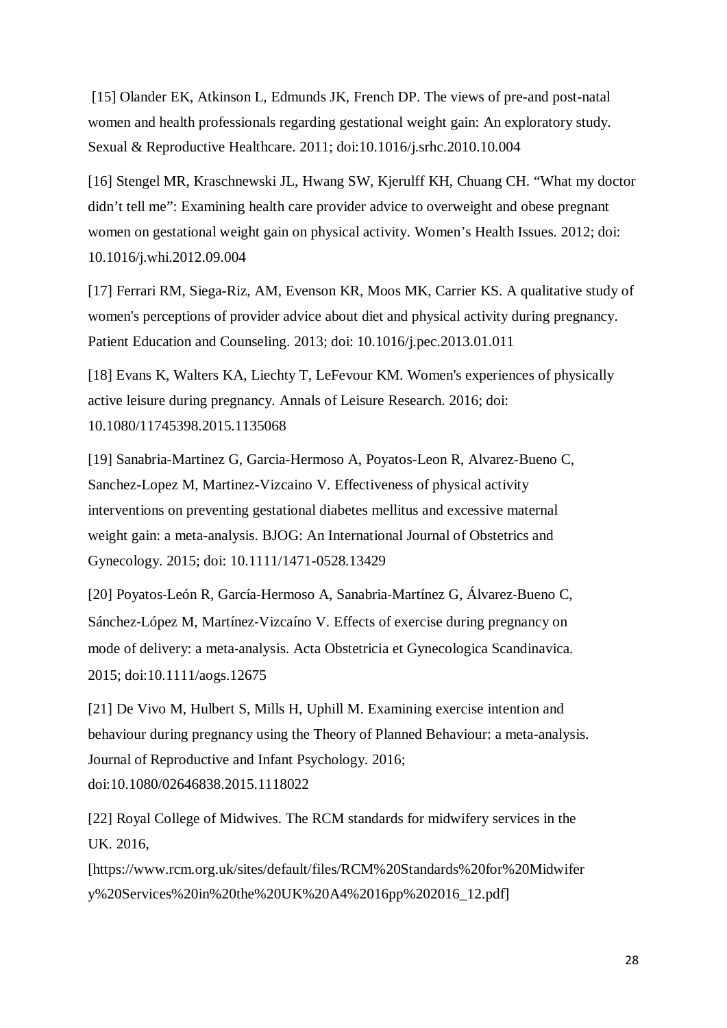[15] Olander EK, Atkinson L, Edmunds JK, French DP. The views of pre-and post-natal women and health professionals regarding gestational weight gain: An exploratory study. Sexual & Reproductive Healthcare. 2011; doi:10.1016/j.srhc.2010.10.004

[16] Stengel MR, Kraschnewski JL, Hwang SW, Kjerulff KH, Chuang CH. "What my doctor didn't tell me": Examining health care provider advice to overweight and obese pregnant women on gestational weight gain on physical activity. Women's Health Issues. 2012; doi: 10.1016/j.whi.2012.09.004

[17] Ferrari RM, Siega-Riz, AM, Evenson KR, Moos MK, Carrier KS. A qualitative study of women's perceptions of provider advice about diet and physical activity during pregnancy. Patient Education and Counseling. 2013; doi: 10.1016/j.pec.2013.01.011

[18] Evans K, Walters KA, Liechty T, LeFevour KM. Women's experiences of physically active leisure during pregnancy. Annals of Leisure Research. 2016; doi: 10.1080/11745398.2015.1135068

[19] Sanabria-Martinez G, Garcia-Hermoso A, Poyatos-Leon R, Alvarez-Bueno C, Sanchez-Lopez M, Martinez-Vizcaino V. Effectiveness of physical activity interventions on preventing gestational diabetes mellitus and excessive maternal weight gain: a meta-analysis. BJOG: An International Journal of Obstetrics and Gynecology. 2015; doi: 10.1111/1471-0528.13429

[20] Poyatos-León R, García-Hermoso A, Sanabria-Martínez G, Álvarez-Bueno C, Sánchez-López M, Martínez-Vizcaíno V. Effects of exercise during pregnancy on mode of delivery: a meta-analysis. Acta Obstetricia et Gynecologica Scandinavica. 2015; doi:10.1111/aogs.12675

[21] De Vivo M, Hulbert S, Mills H, Uphill M. Examining exercise intention and behaviour during pregnancy using the Theory of Planned Behaviour: a meta-analysis. Journal of Reproductive and Infant Psychology. 2016; doi:10.1080/02646838.2015.1118022

[22] Royal College of Midwives. The RCM standards for midwifery services in the UK. 2016, [https://www.rcm.org.uk/sites/default/files/RCM%20Standards%20for%20Midwifery%20Services%20in%20the%20UK%20A4%2016pp%202016_12.pdf]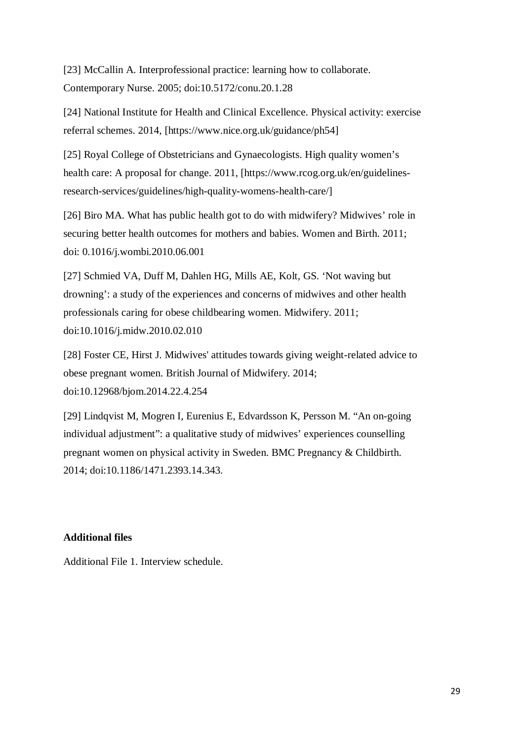[23] McCallin A. Interprofessional practice: learning how to collaborate. Contemporary Nurse. 2005; doi:10.5172/conu.20.1.28

[24] National Institute for Health and Clinical Excellence. Physical activity: exercise referral schemes. 2014, [https://www.nice.org.uk/guidance/ph54]

[25] Royal College of Obstetricians and Gynaecologists. High quality women's health care: A proposal for change. 2011, [https://www.rcog.org.uk/en/guidelines-research-services/guidelines/high-quality-womens-health-care/]

[26] Biro MA. What has public health got to do with midwifery? Midwives' role in securing better health outcomes for mothers and babies. Women and Birth. 2011; doi: 0.1016/j.wombi.2010.06.001

[27] Schmied VA, Duff M, Dahlen HG, Mills AE, Kolt, GS. 'Not waving but drowning': a study of the experiences and concerns of midwives and other health professionals caring for obese childbearing women. Midwifery. 2011; doi:10.1016/j.midw.2010.02.010

[28] Foster CE, Hirst J. Midwives' attitudes towards giving weight-related advice to obese pregnant women. British Journal of Midwifery. 2014; doi:10.12968/bjom.2014.22.4.254

[29] Lindqvist M, Mogren I, Eurenius E, Edvardsson K, Persson M. "An on-going individual adjustment": a qualitative study of midwives' experiences counselling pregnant women on physical activity in Sweden. BMC Pregnancy & Childbirth. 2014; doi:10.1186/1471.2393.14.343.

**Additional files**

Additional File 1. Interview schedule.